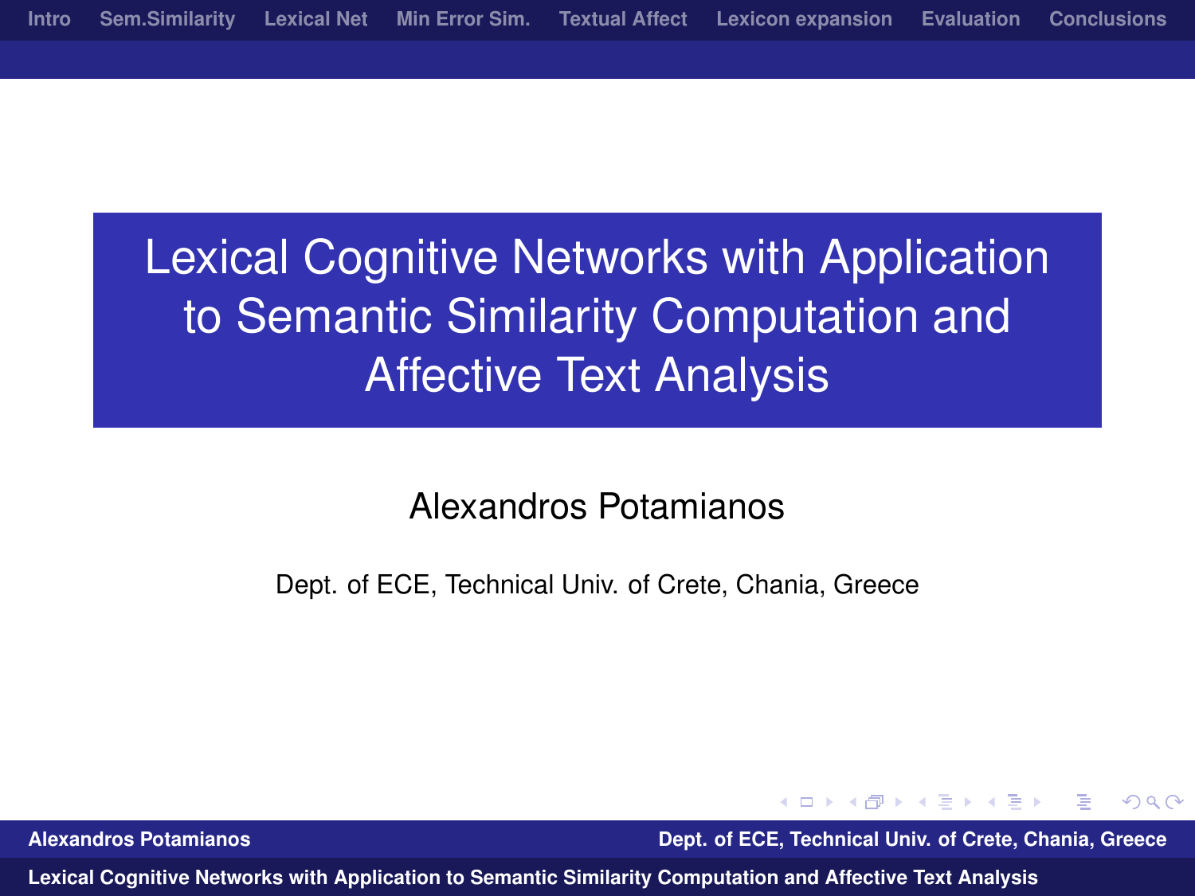# Lexical Cognitive Networks with Application to Semantic Similarity Computation and Affective Text Analysis

Alexandros Potamianos

Dept. of ECE, Technical Univ. of Crete, Chania, Greece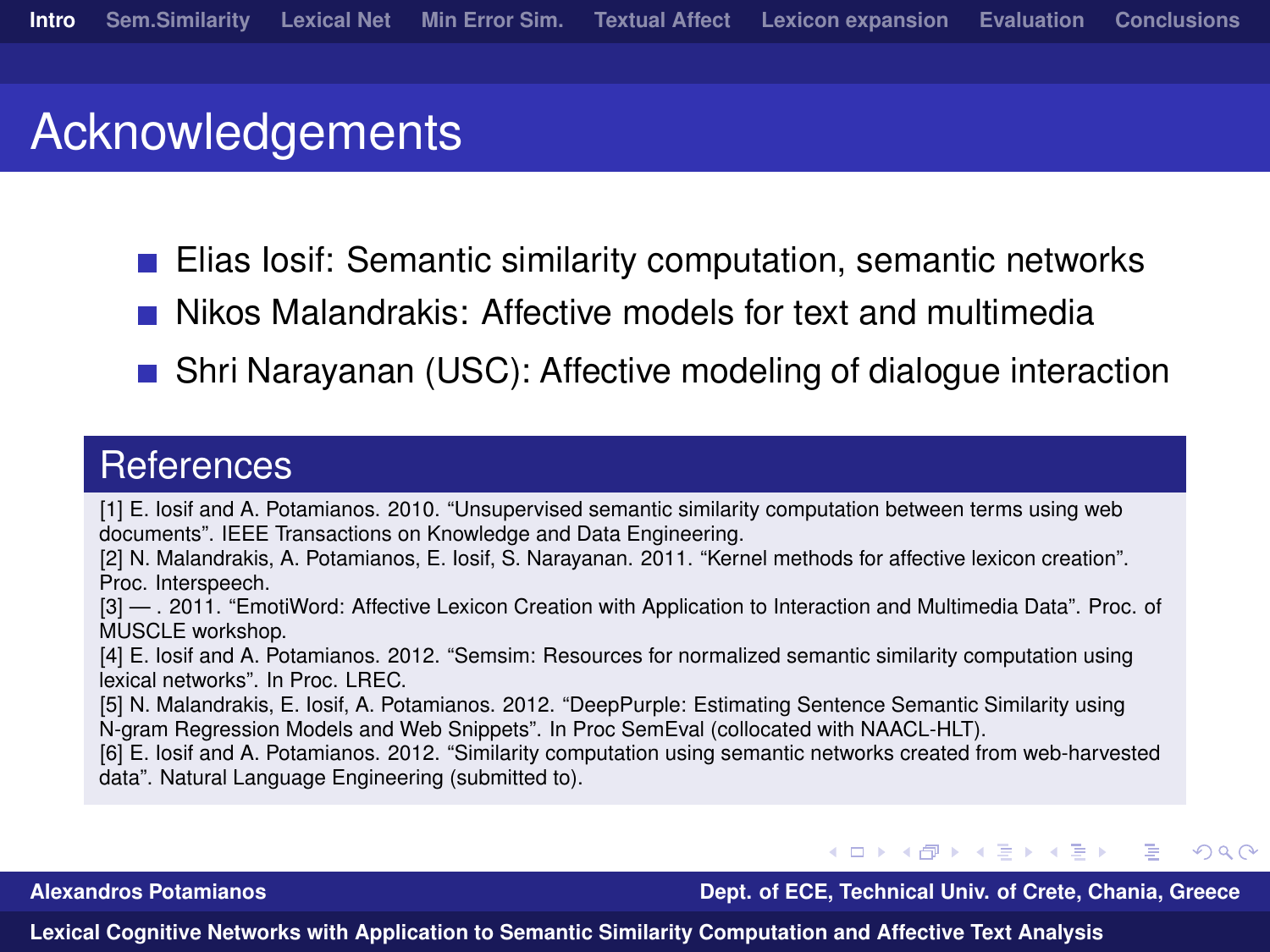# Acknowledgements

- Elias Iosif: Semantic similarity computation, semantic networks
- Nikos Malandrakis: Affective models for text and multimedia
- Shri Narayanan (USC): Affective modeling of dialogue interaction

## References

[1] E. Iosif and A. Potamianos. 2010. "Unsupervised semantic similarity computation between terms using web documents". IEEE Transactions on Knowledge and Data Engineering.
[2] N. Malandrakis, A. Potamianos, E. Iosif, S. Narayanan. 2011. "Kernel methods for affective lexicon creation". Proc. Interspeech.
[3] — . 2011. "EmotiWord: Affective Lexicon Creation with Application to Interaction and Multimedia Data". Proc. of MUSCLE workshop.
[4] E. Iosif and A. Potamianos. 2012. "Semsim: Resources for normalized semantic similarity computation using lexical networks". In Proc. LREC.
[5] N. Malandrakis, E. Iosif, A. Potamianos. 2012. "DeepPurple: Estimating Sentence Semantic Similarity using N-gram Regression Models and Web Snippets". In Proc SemEval (collocated with NAACL-HLT).
[6] E. Iosif and A. Potamianos. 2012. "Similarity computation using semantic networks created from web-harvested data". Natural Language Engineering (submitted to).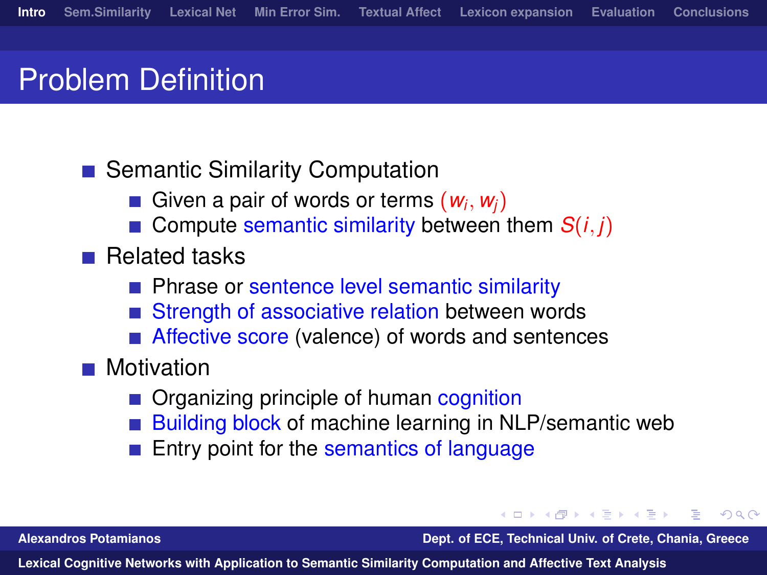# Problem Definition

- Semantic Similarity Computation
  - Given a pair of words or terms $(w_i, w_j)$
  - Compute semantic similarity between them $S(i, j)$
- Related tasks
  - Phrase or sentence level semantic similarity
  - Strength of associative relation between words
  - Affective score (valence) of words and sentences
- Motivation
  - Organizing principle of human cognition
  - Building block of machine learning in NLP/semantic web
  - Entry point for the semantics of language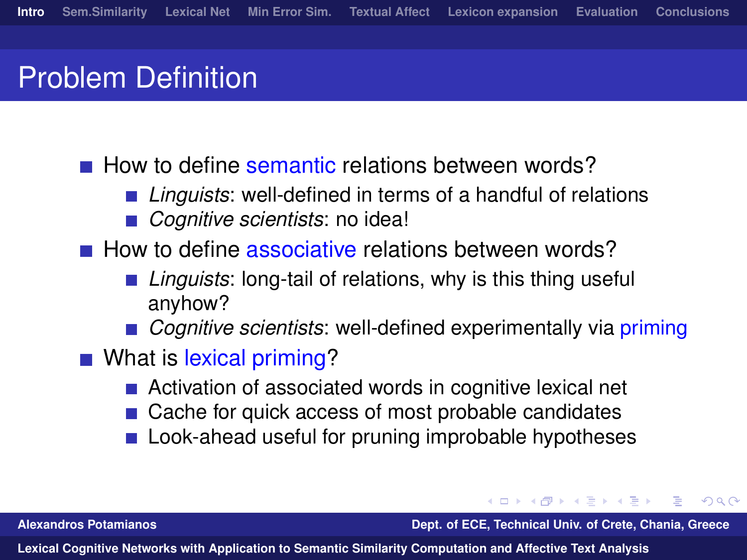# Problem Definition

- How to define semantic relations between words?
  - *Linguists*: well-defined in terms of a handful of relations
  - *Cognitive scientists*: no idea!
- How to define associative relations between words?
  - *Linguists*: long-tail of relations, why is this thing useful anyhow?
  - *Cognitive scientists*: well-defined experimentally via priming
- What is lexical priming?
  - Activation of associated words in cognitive lexical net
  - Cache for quick access of most probable candidates
  - Look-ahead useful for pruning improbable hypotheses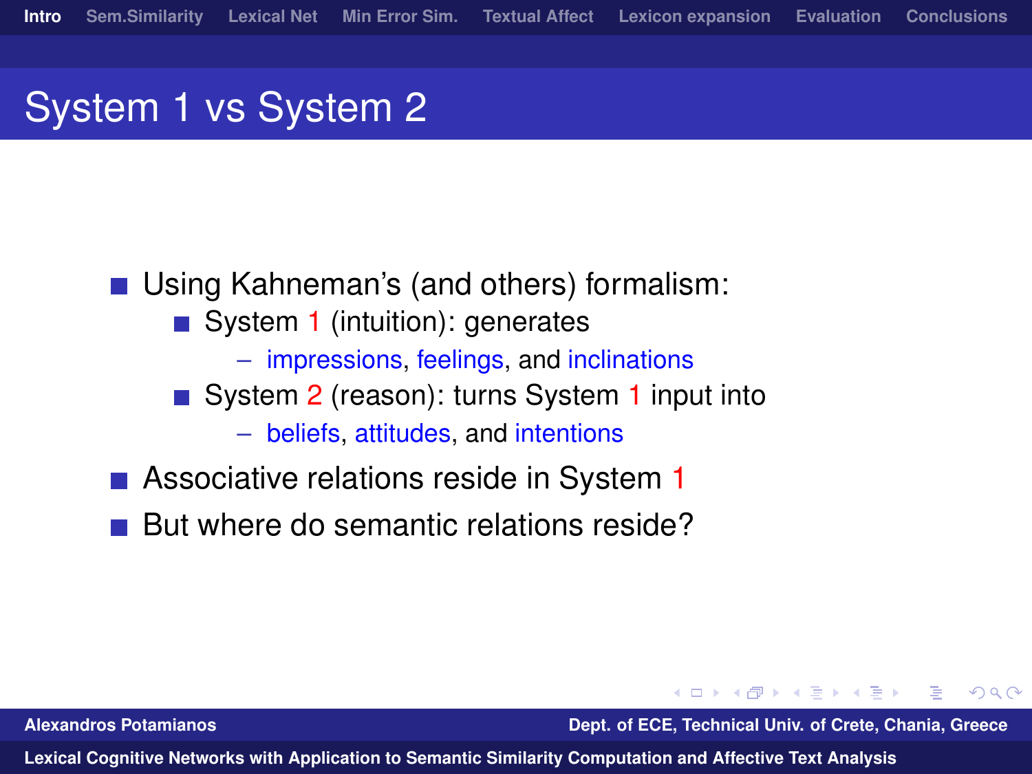## System 1 vs System 2

- Using Kahneman's (and others) formalism:
  - System 1 (intuition): generates
    - impressions, feelings, and inclinations
  - System 2 (reason): turns System 1 input into
    - beliefs, attitudes, and intentions
- Associative relations reside in System 1
- But where do semantic relations reside?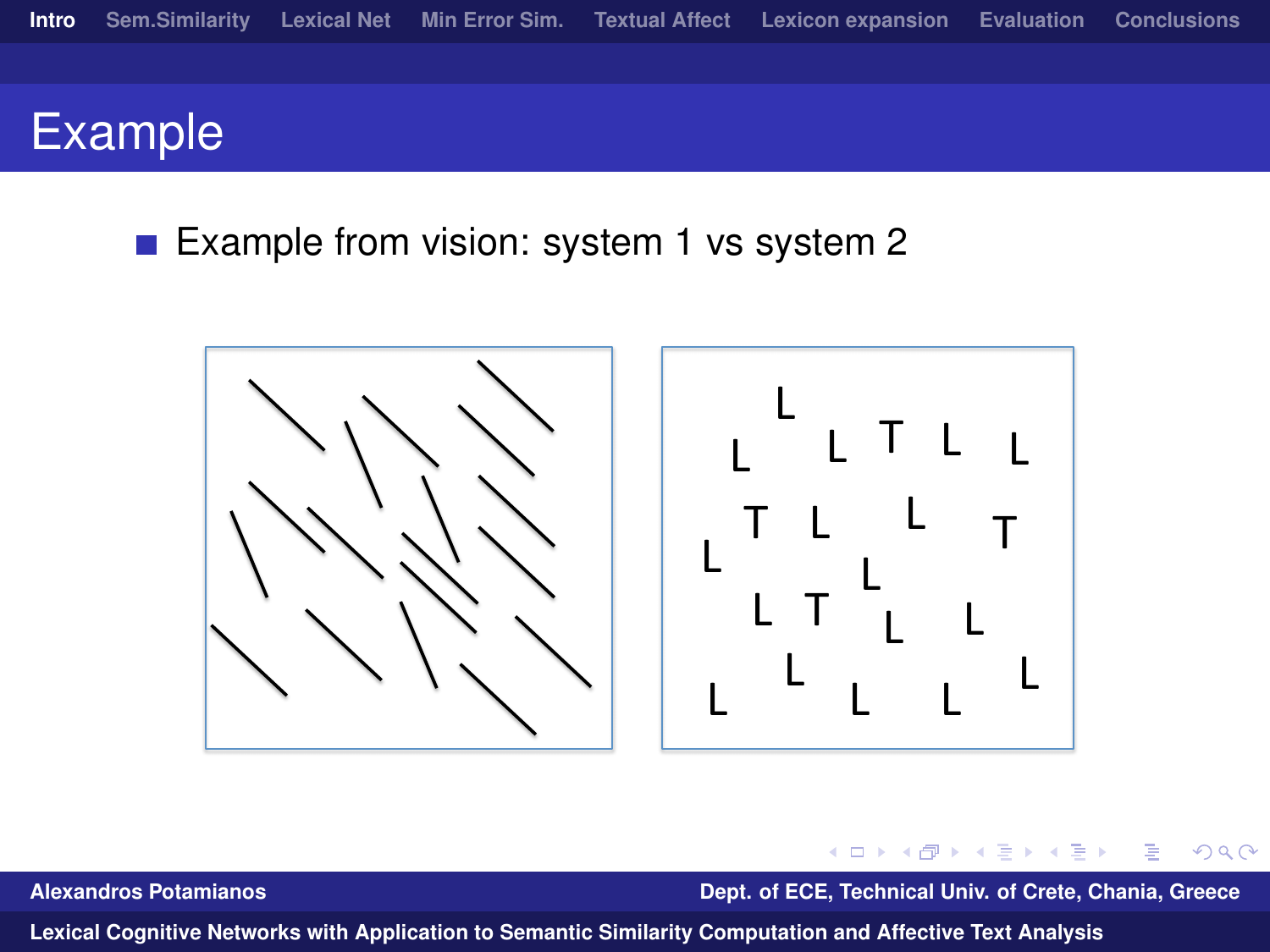# Example

- Example from vision: system 1 vs system 2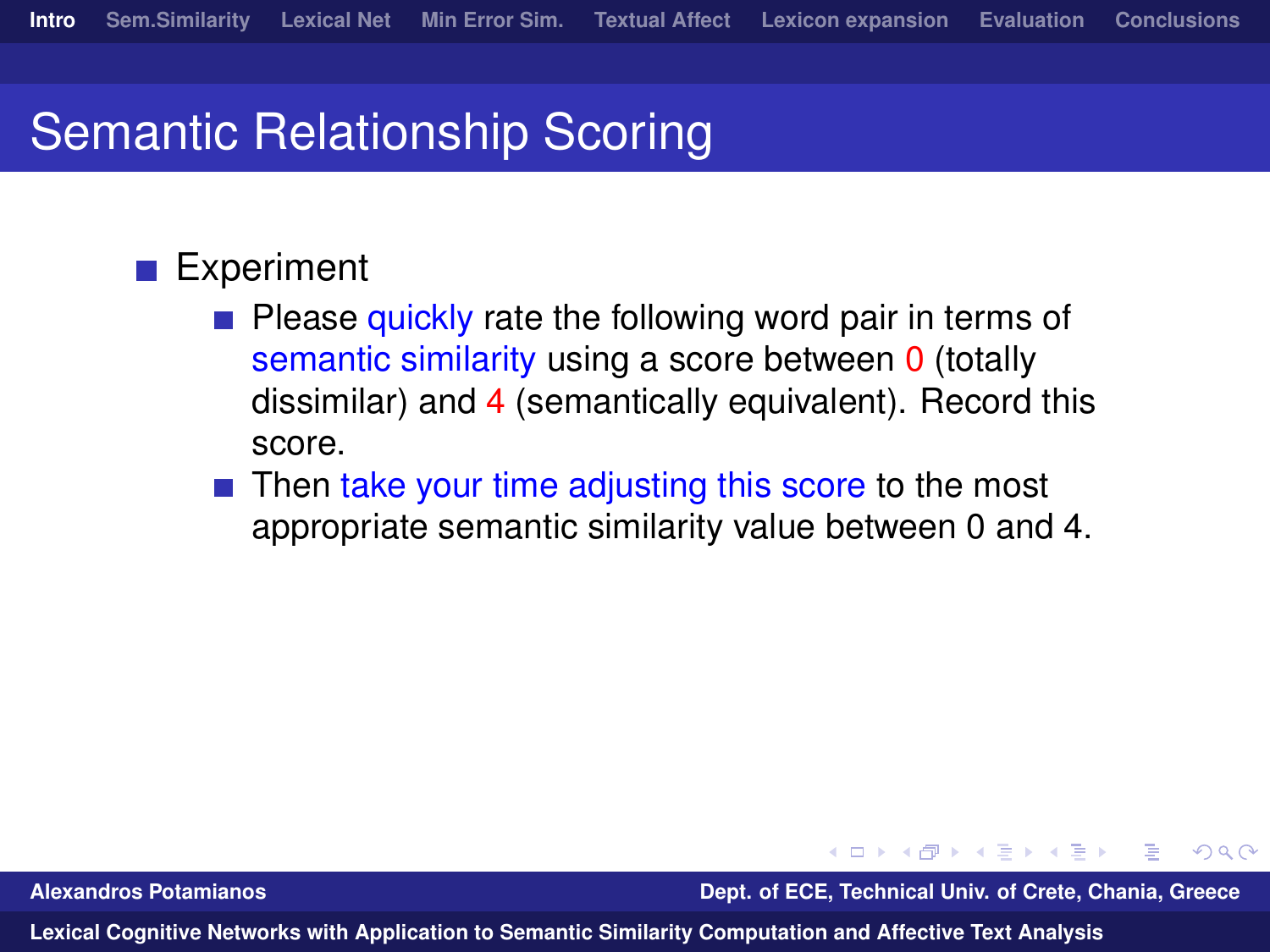# Semantic Relationship Scoring

- Experiment
  - Please quickly rate the following word pair in terms of semantic similarity using a score between 0 (totally dissimilar) and 4 (semantically equivalent). Record this score.
  - Then take your time adjusting this score to the most appropriate semantic similarity value between 0 and 4.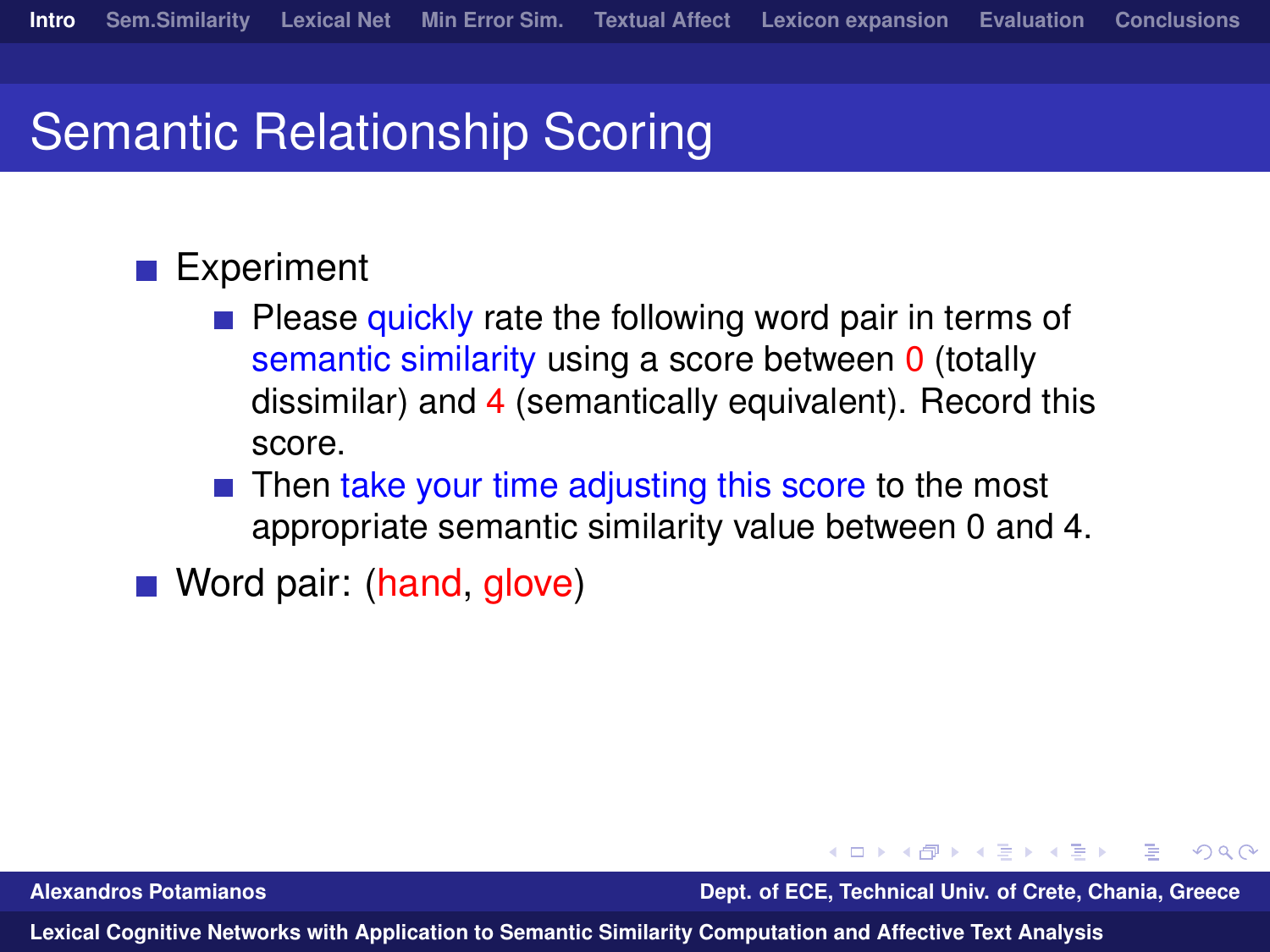# Semantic Relationship Scoring

- Experiment
  - Please quickly rate the following word pair in terms of semantic similarity using a score between 0 (totally dissimilar) and 4 (semantically equivalent). Record this score.
  - Then take your time adjusting this score to the most appropriate semantic similarity value between 0 and 4.
- Word pair: (hand, glove)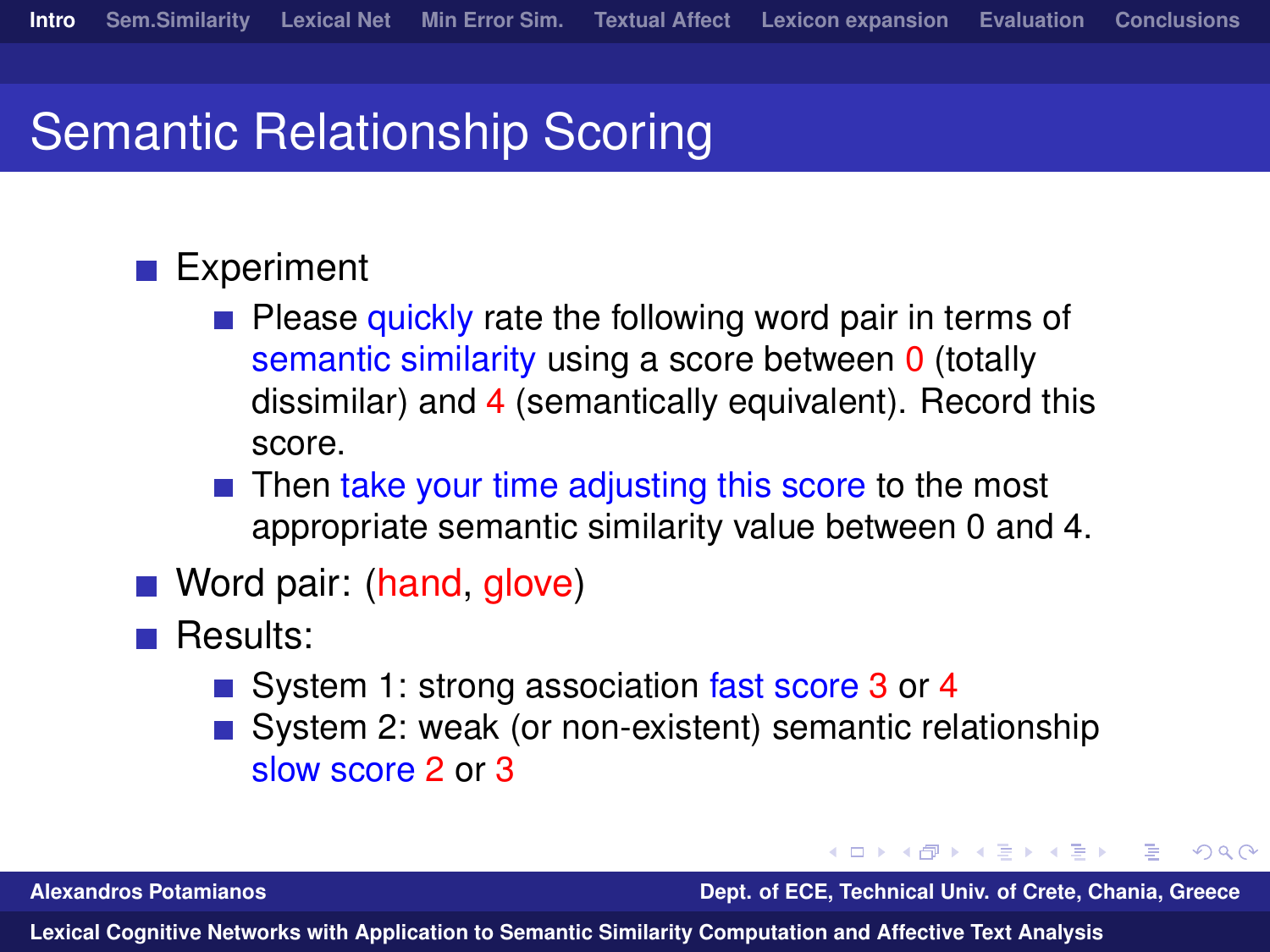# Semantic Relationship Scoring

- Experiment
  - Please quickly rate the following word pair in terms of semantic similarity using a score between 0 (totally dissimilar) and 4 (semantically equivalent). Record this score.
  - Then take your time adjusting this score to the most appropriate semantic similarity value between 0 and 4.
- Word pair: (hand, glove)
- Results:
  - System 1: strong association fast score 3 or 4
  - System 2: weak (or non-existent) semantic relationship slow score 2 or 3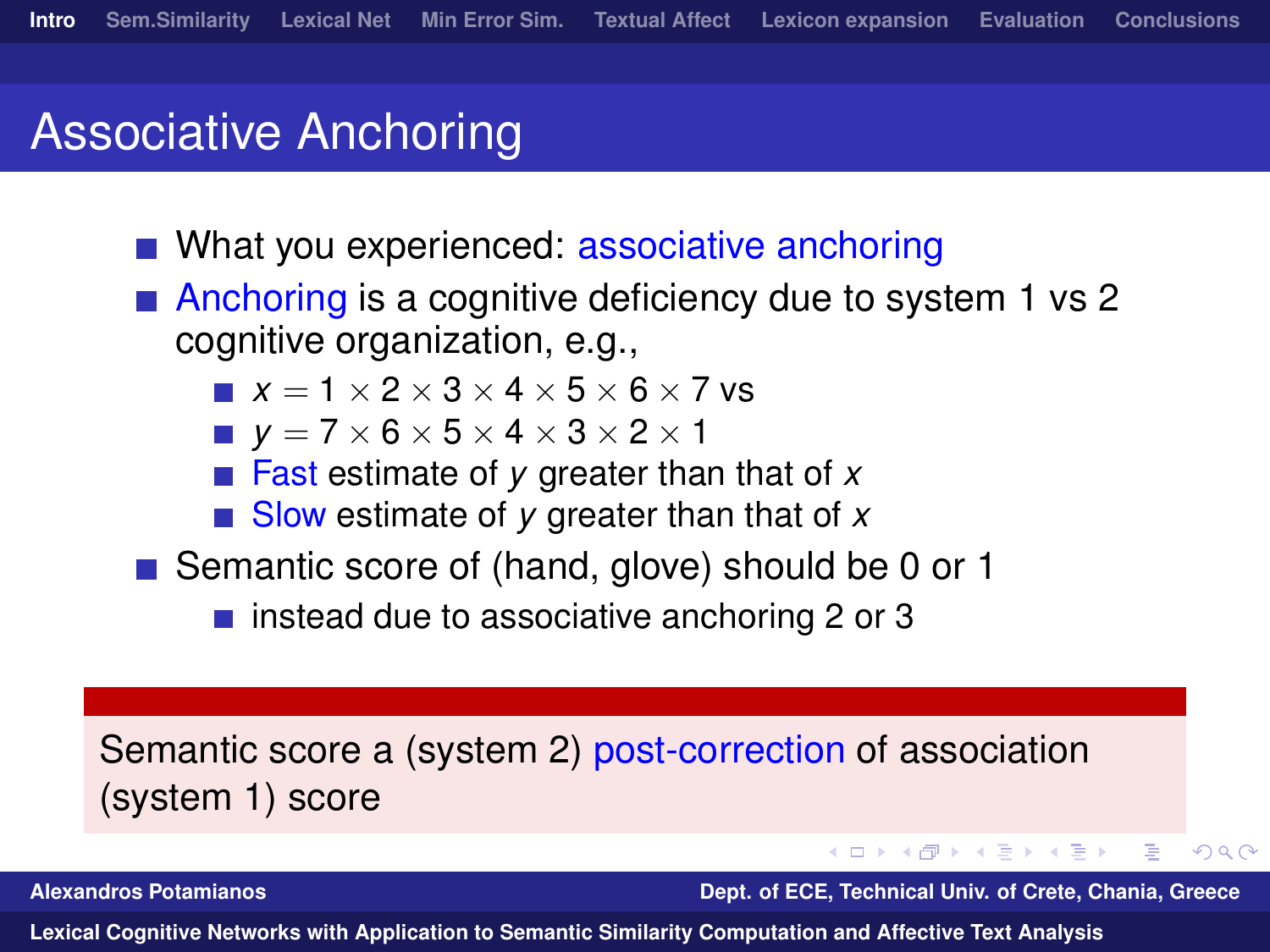# Associative Anchoring

- What you experienced: associative anchoring
- Anchoring is a cognitive deficiency due to system 1 vs 2 cognitive organization, e.g.,
  - $x = 1 \times 2 \times 3 \times 4 \times 5 \times 6 \times 7$ vs
  - $y = 7 \times 6 \times 5 \times 4 \times 3 \times 2 \times 1$
  - Fast estimate of $y$ greater than that of $x$
  - Slow estimate of $y$ greater than that of $x$
- Semantic score of (hand, glove) should be 0 or 1
  - instead due to associative anchoring 2 or 3

Semantic score a (system 2) post-correction of association (system 1) score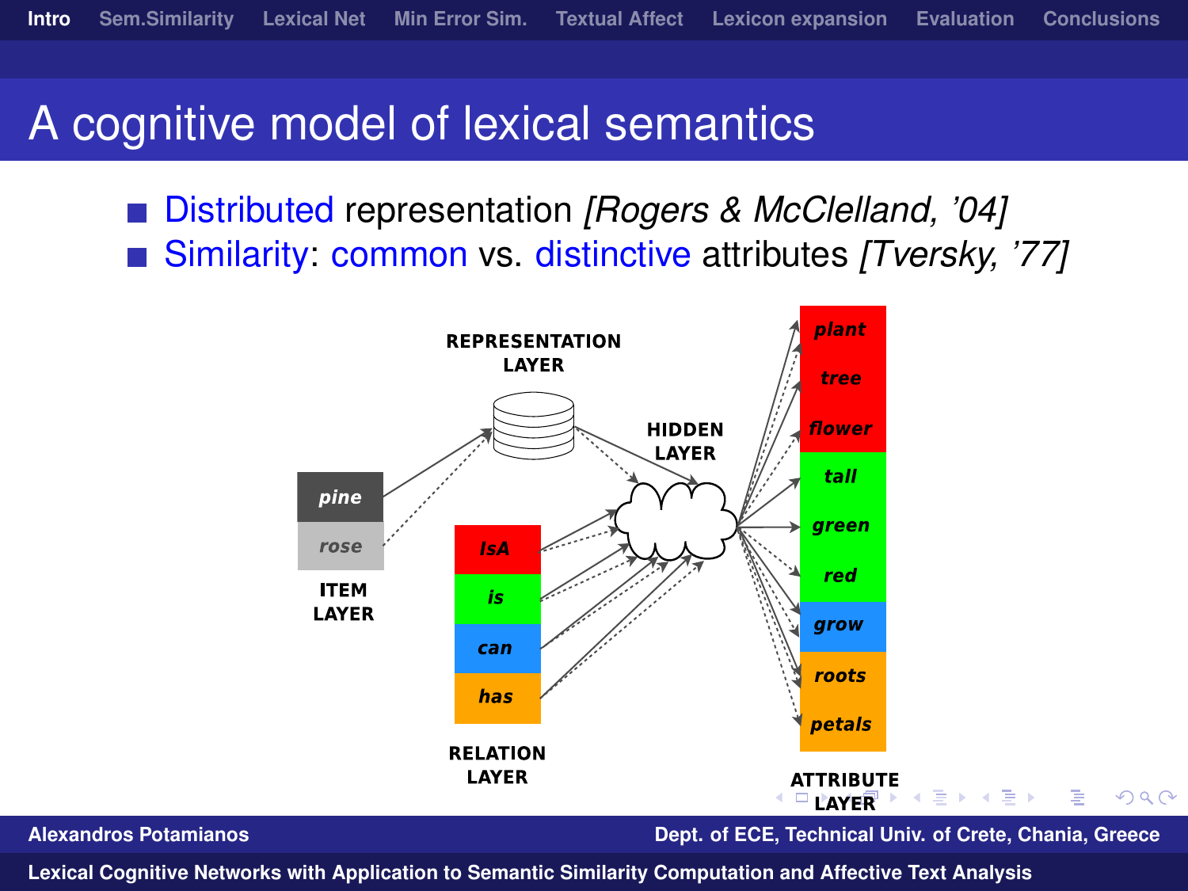# A cognitive model of lexical semantics

- Distributed representation *[Rogers & McClelland, '04]*
- Similarity: common vs. distinctive attributes *[Tversky, '77]*

REPRESENTATION LAYER

HIDDEN LAYER

pine
rose

ITEM LAYER

IsA
is
can
has

RELATION LAYER

plant
tree
flower
tall
green
red
grow
roots
petals

ATTRIBUTE LAYER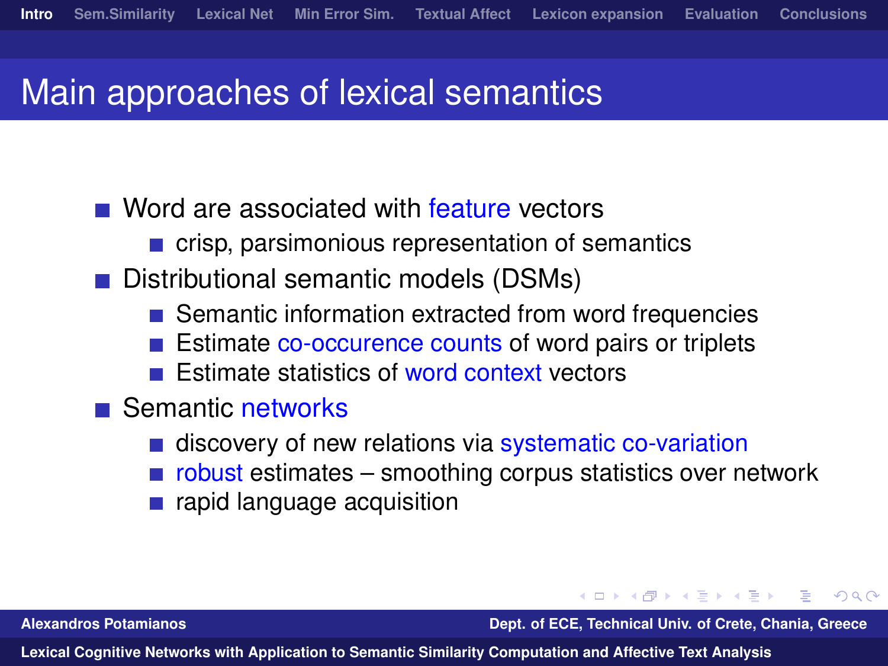# Main approaches of lexical semantics

- Word are associated with feature vectors
  - crisp, parsimonious representation of semantics
- Distributional semantic models (DSMs)
  - Semantic information extracted from word frequencies
  - Estimate co-occurence counts of word pairs or triplets
  - Estimate statistics of word context vectors
- Semantic networks
  - discovery of new relations via systematic co-variation
  - robust estimates – smoothing corpus statistics over network
  - rapid language acquisition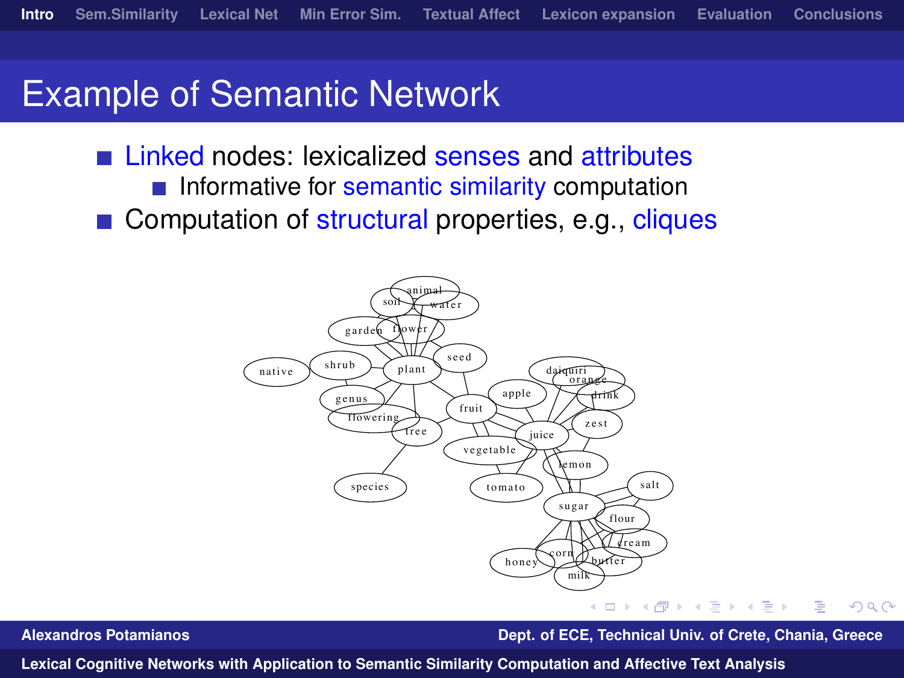# Example of Semantic Network

- Linked nodes: lexicalized senses and attributes
  - Informative for semantic similarity computation
- Computation of structural properties, e.g., cliques

animal
soil
water
garden
flower
seed
native
shrub
plant
daiquiri
orange
apple
drink
genus
fruit
flowering
zest
juice
tree
vegetable
lemon
species
tomato
salt
sugar
flour
cream
corn
honey
butter
milk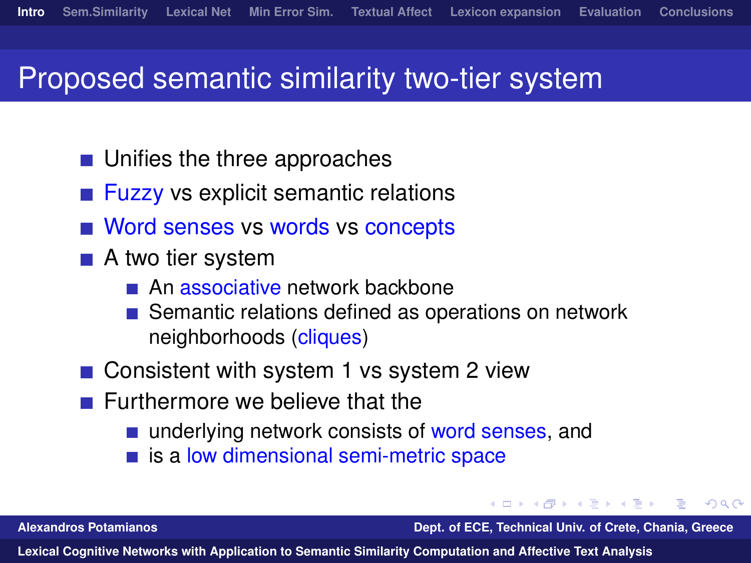# Proposed semantic similarity two-tier system

- Unifies the three approaches
- Fuzzy vs explicit semantic relations
- Word senses vs words vs concepts
- A two tier system
  - An associative network backbone
  - Semantic relations defined as operations on network neighborhoods (cliques)
- Consistent with system 1 vs system 2 view
- Furthermore we believe that the
  - underlying network consists of word senses, and
  - is a low dimensional semi-metric space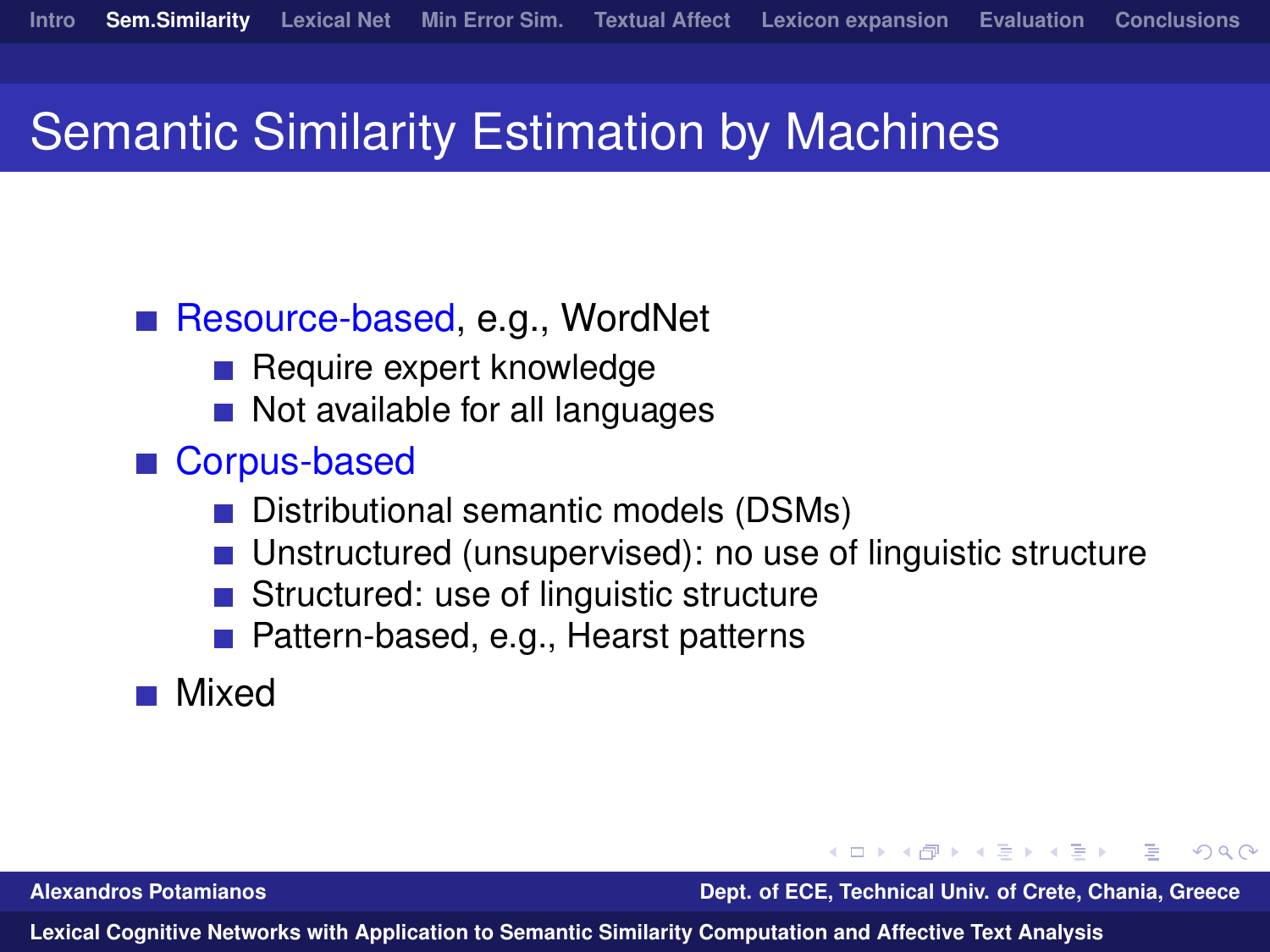# Semantic Similarity Estimation by Machines

- Resource-based, e.g., WordNet
  - Require expert knowledge
  - Not available for all languages
- Corpus-based
  - Distributional semantic models (DSMs)
  - Unstructured (unsupervised): no use of linguistic structure
  - Structured: use of linguistic structure
  - Pattern-based, e.g., Hearst patterns
- Mixed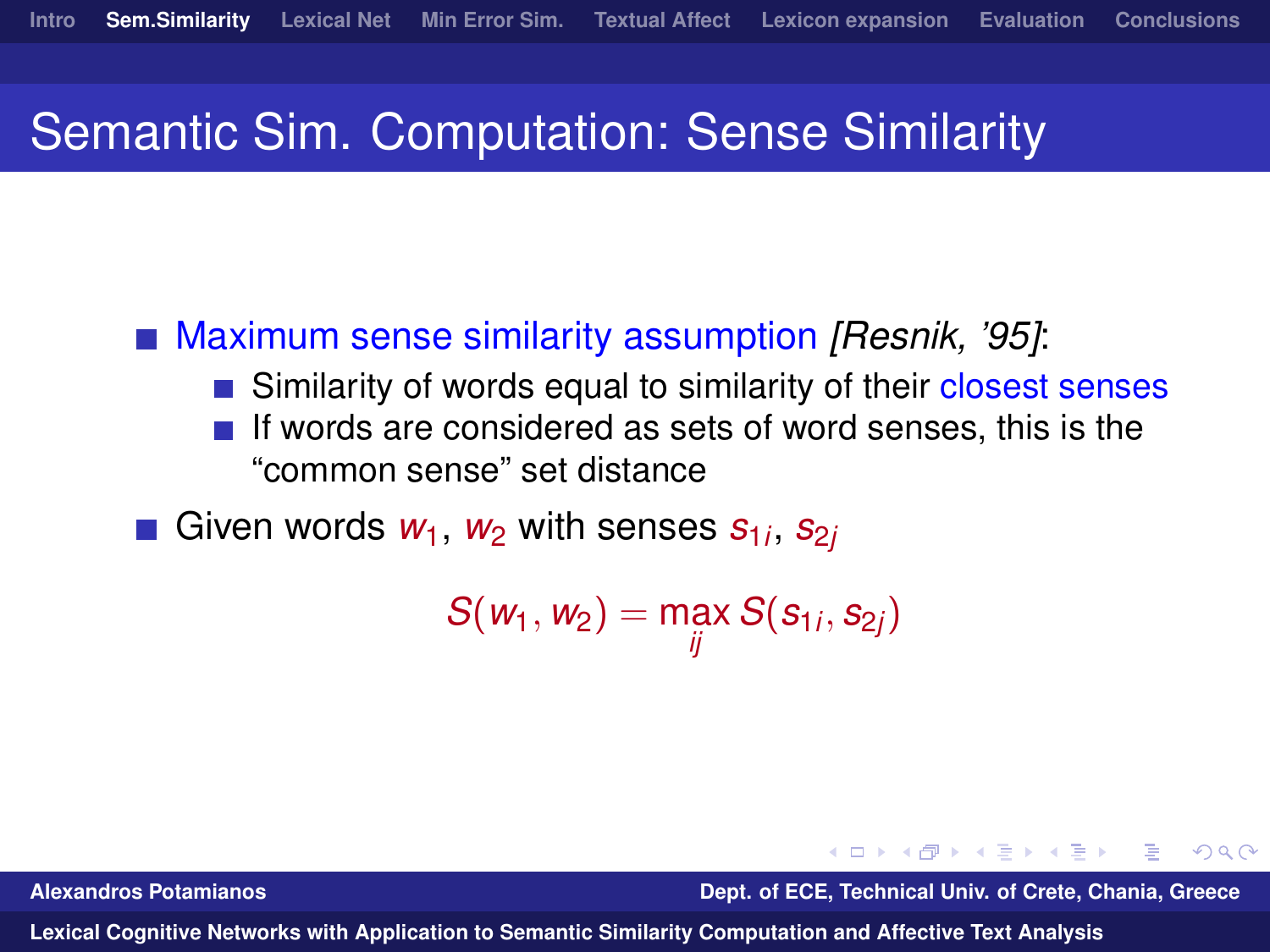# Semantic Sim. Computation: Sense Similarity

- Maximum sense similarity assumption *[Resnik, '95]*:
  - Similarity of words equal to similarity of their closest senses
  - If words are considered as sets of word senses, this is the "common sense" set distance
- Given words $w_1$, $w_2$ with senses $s_{1i}$, $s_{2j}$

$$S(w_1, w_2) = \max_{ij} S(s_{1i}, s_{2j})$$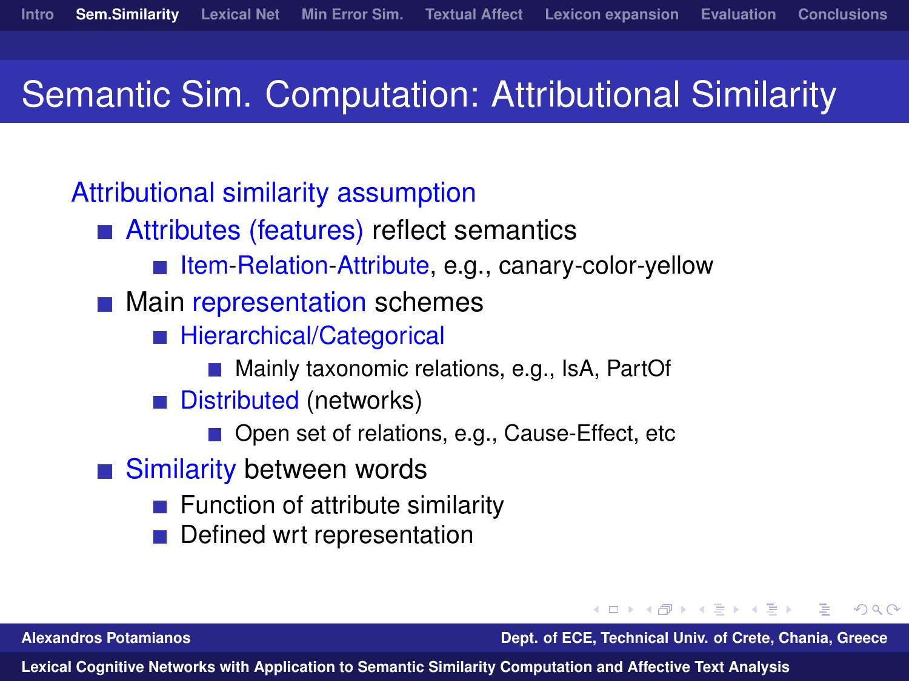# Semantic Sim. Computation: Attributional Similarity

Attributional similarity assumption

- Attributes (features) reflect semantics
  - Item-Relation-Attribute, e.g., canary-color-yellow
- Main representation schemes
  - Hierarchical/Categorical
    - Mainly taxonomic relations, e.g., IsA, PartOf
  - Distributed (networks)
    - Open set of relations, e.g., Cause-Effect, etc
- Similarity between words
  - Function of attribute similarity
  - Defined wrt representation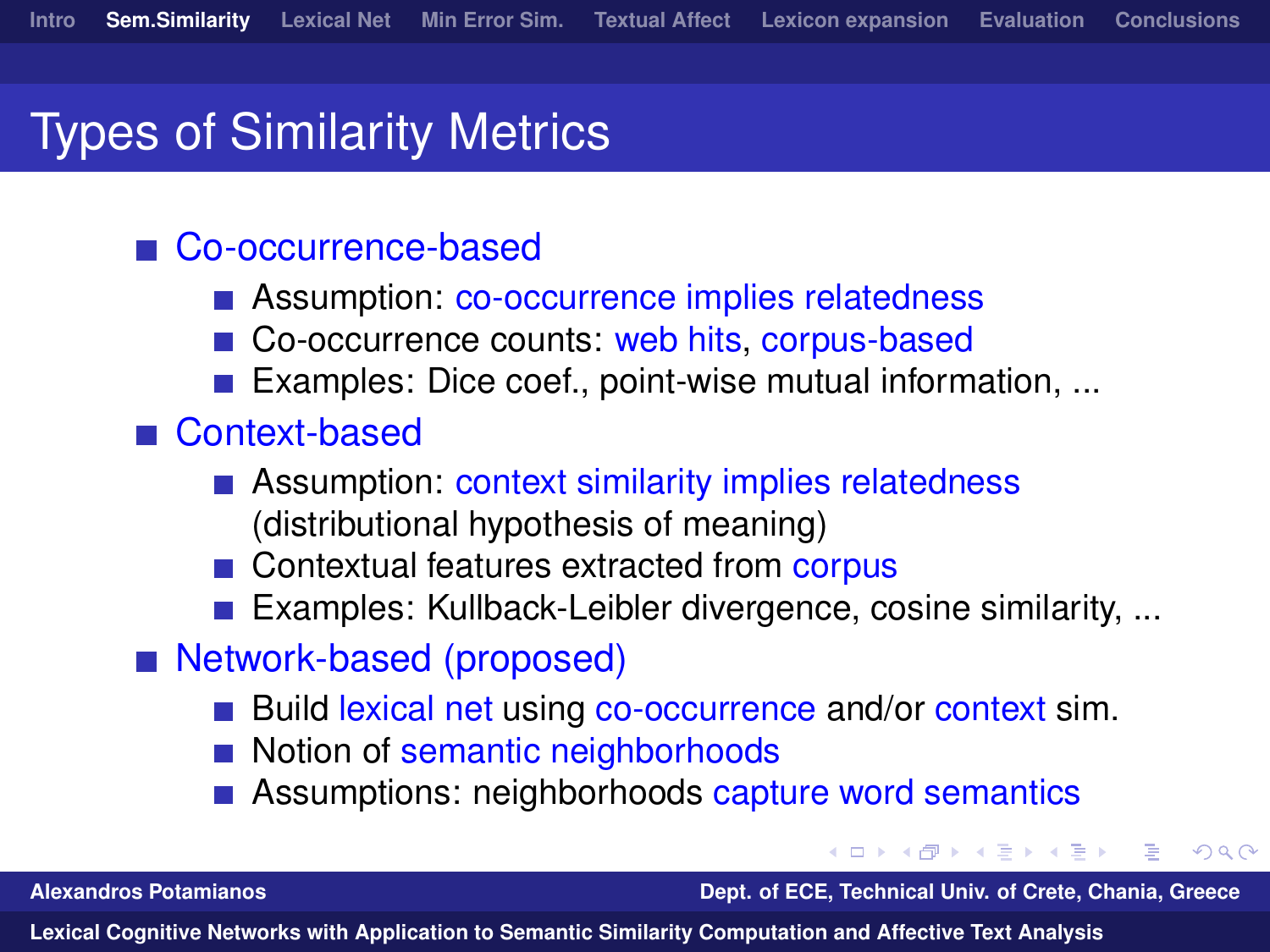# Types of Similarity Metrics

- Co-occurrence-based
  - Assumption: co-occurrence implies relatedness
  - Co-occurrence counts: web hits, corpus-based
  - Examples: Dice coef., point-wise mutual information, ...
- Context-based
  - Assumption: context similarity implies relatedness (distributional hypothesis of meaning)
  - Contextual features extracted from corpus
  - Examples: Kullback-Leibler divergence, cosine similarity, ...
- Network-based (proposed)
  - Build lexical net using co-occurrence and/or context sim.
  - Notion of semantic neighborhoods
  - Assumptions: neighborhoods capture word semantics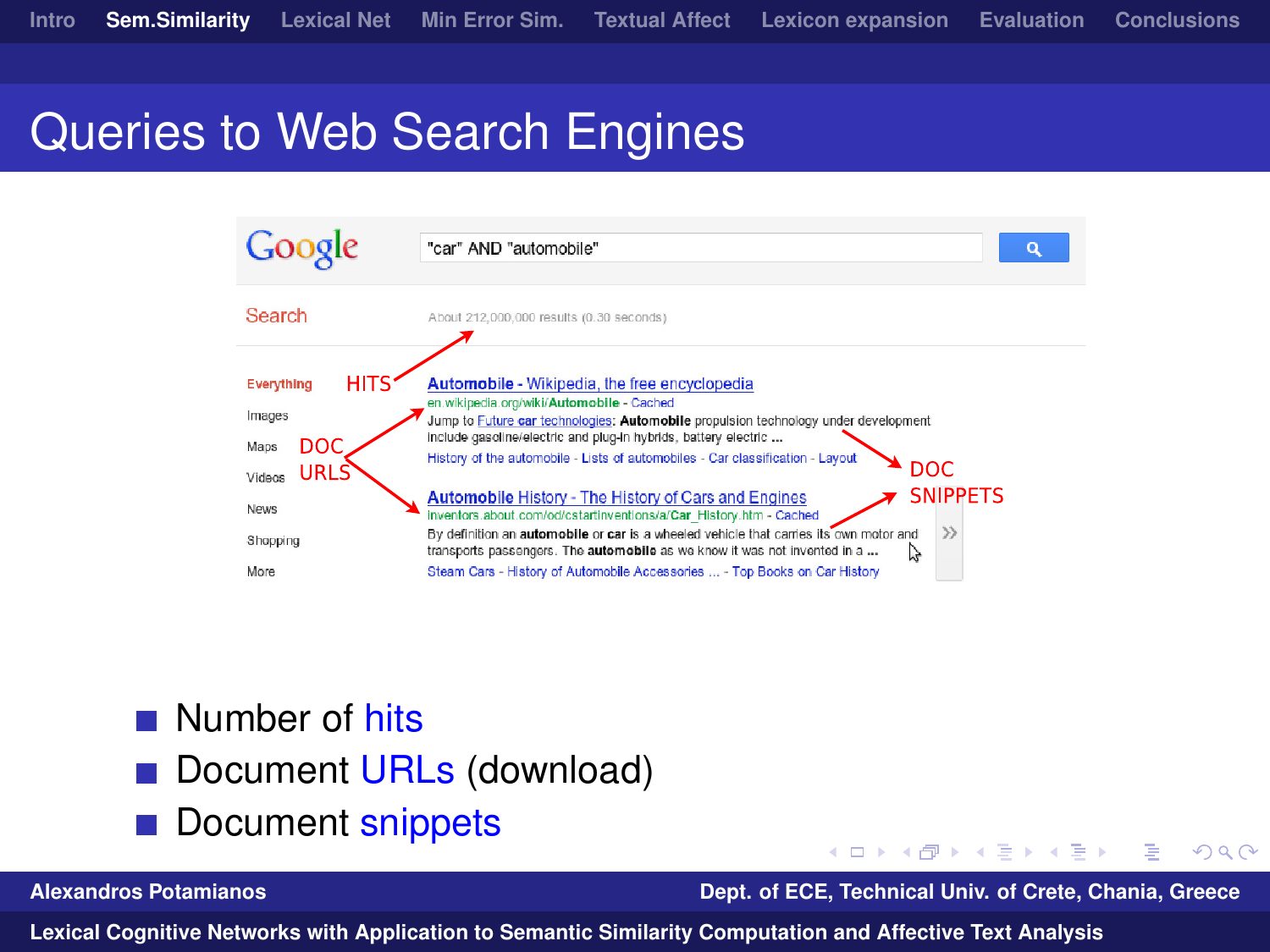# Queries to Web Search Engines

- Number of hits
- Document URLs (download)
- Document snippets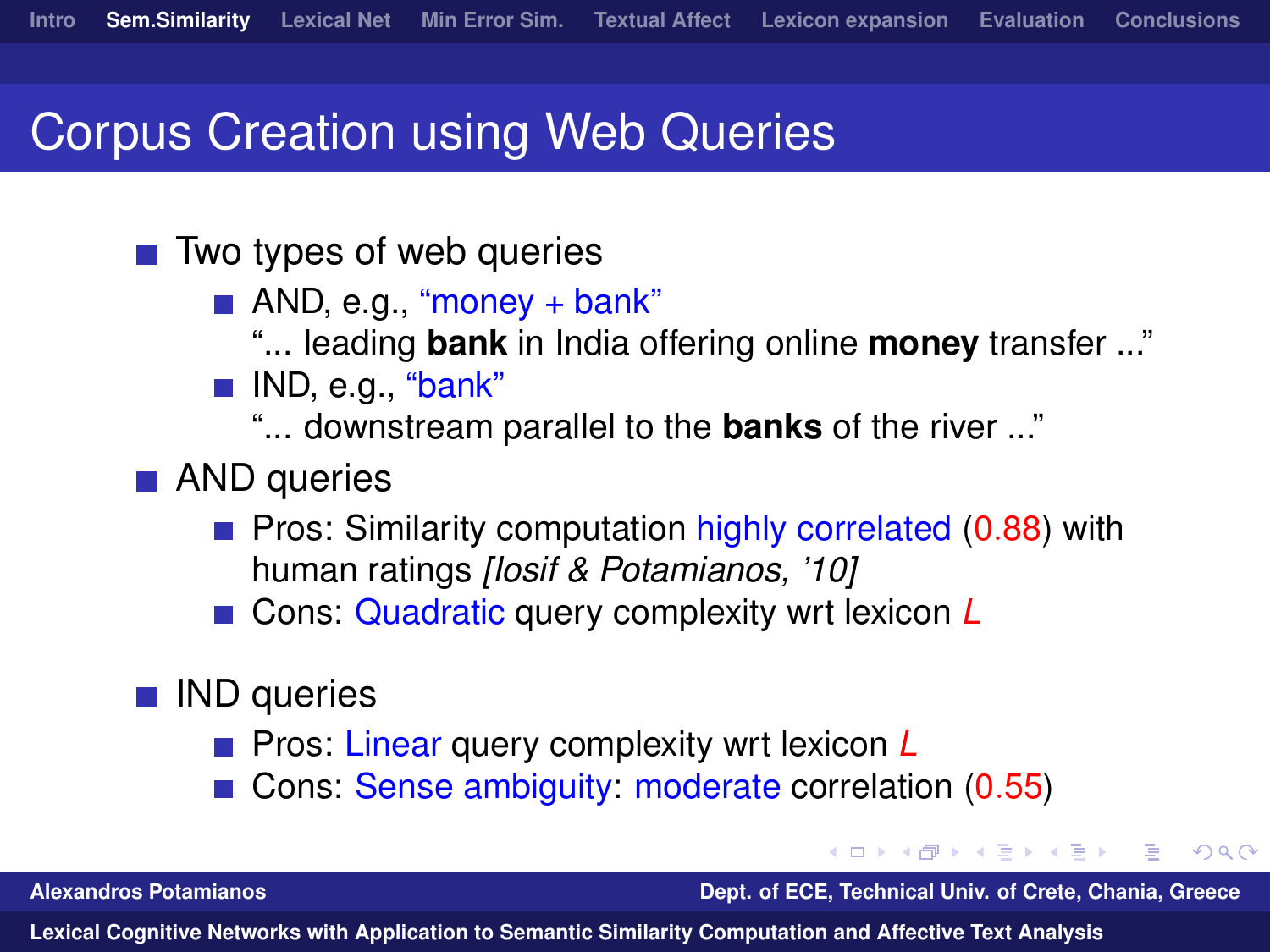# Corpus Creation using Web Queries

- Two types of web queries
  - AND, e.g., “money + bank”
    “... leading **bank** in India offering online **money** transfer ...”
  - IND, e.g., “bank”
    “... downstream parallel to the **banks** of the river ...”
- AND queries
  - Pros: Similarity computation highly correlated (0.88) with human ratings *[Iosif & Potamianos, ’10]*
  - Cons: Quadratic query complexity wrt lexicon $L$
- IND queries
  - Pros: Linear query complexity wrt lexicon $L$
  - Cons: Sense ambiguity: moderate correlation (0.55)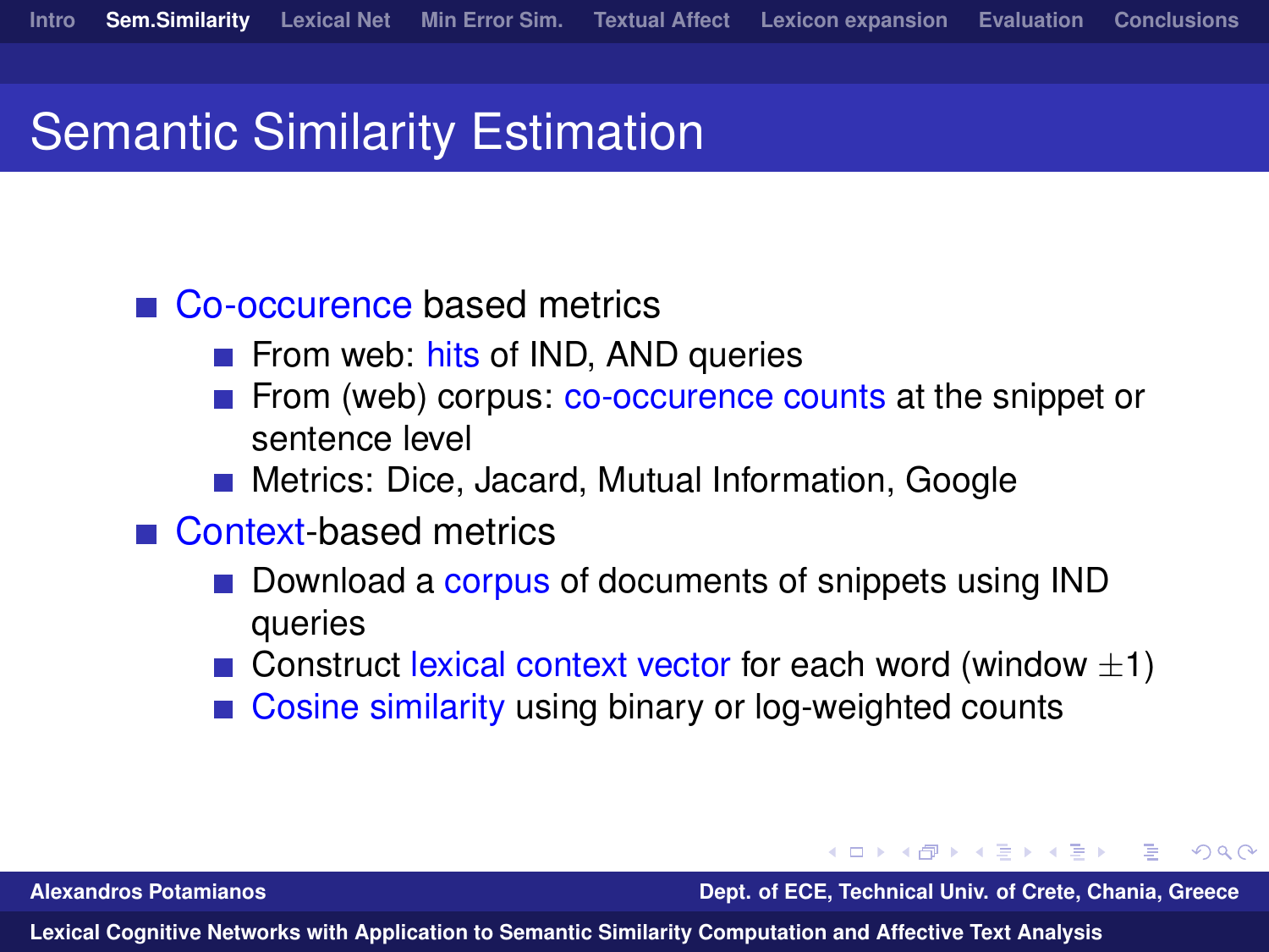# Semantic Similarity Estimation

- Co-occurence based metrics
  - From web: hits of IND, AND queries
  - From (web) corpus: co-occurence counts at the snippet or sentence level
  - Metrics: Dice, Jacard, Mutual Information, Google
- Context-based metrics
  - Download a corpus of documents of snippets using IND queries
  - Construct lexical context vector for each word (window $\pm 1$)
  - Cosine similarity using binary or log-weighted counts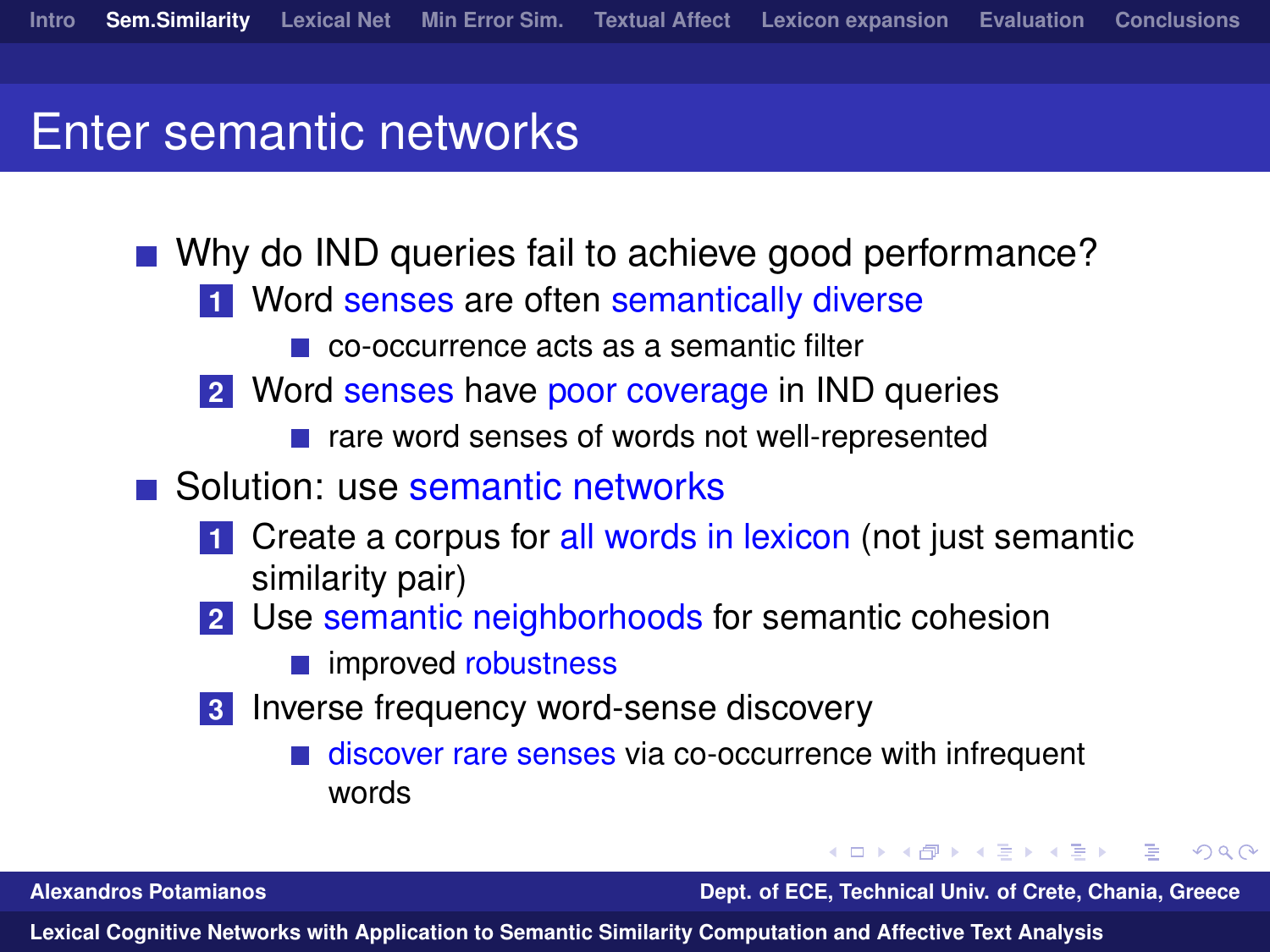# Enter semantic networks

- Why do IND queries fail to achieve good performance?
  1. Word senses are often semantically diverse
     - co-occurrence acts as a semantic filter
  2. Word senses have poor coverage in IND queries
     - rare word senses of words not well-represented
- Solution: use semantic networks
  1. Create a corpus for all words in lexicon (not just semantic similarity pair)
  2. Use semantic neighborhoods for semantic cohesion
     - improved robustness
  3. Inverse frequency word-sense discovery
     - discover rare senses via co-occurrence with infrequent words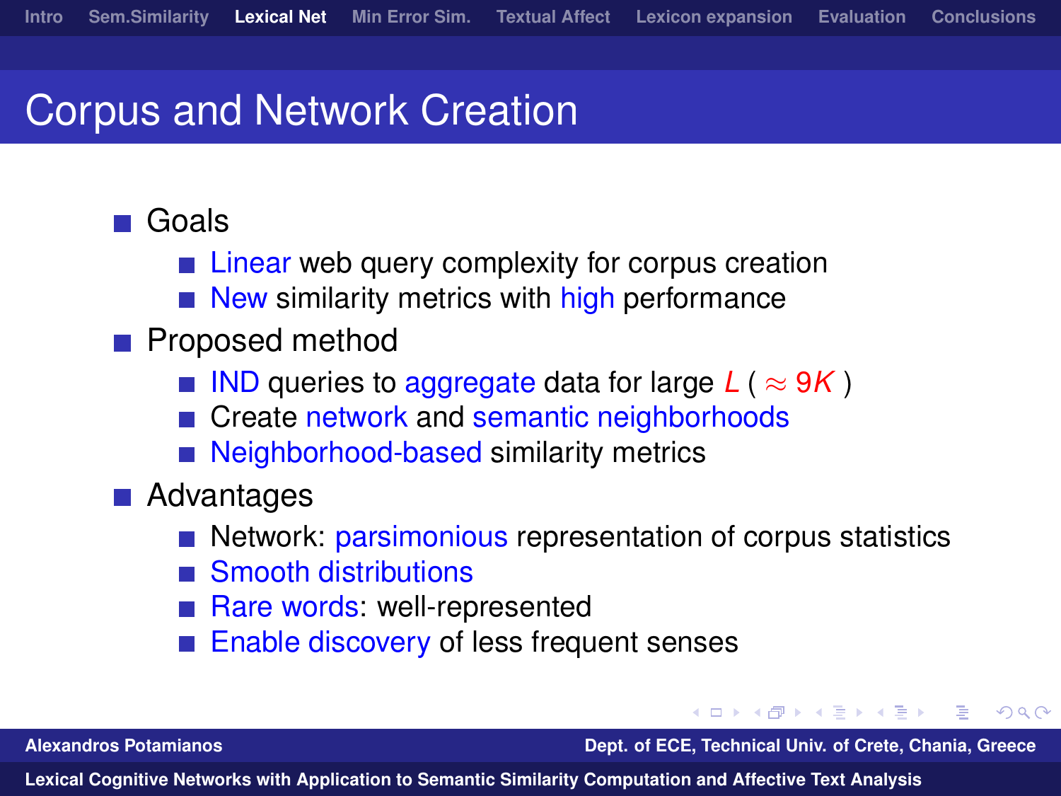# Corpus and Network Creation

- Goals
  - Linear web query complexity for corpus creation
  - New similarity metrics with high performance
- Proposed method
  - IND queries to aggregate data for large $L$ ( $\approx 9K$ )
  - Create network and semantic neighborhoods
  - Neighborhood-based similarity metrics
- Advantages
  - Network: parsimonious representation of corpus statistics
  - Smooth distributions
  - Rare words: well-represented
  - Enable discovery of less frequent senses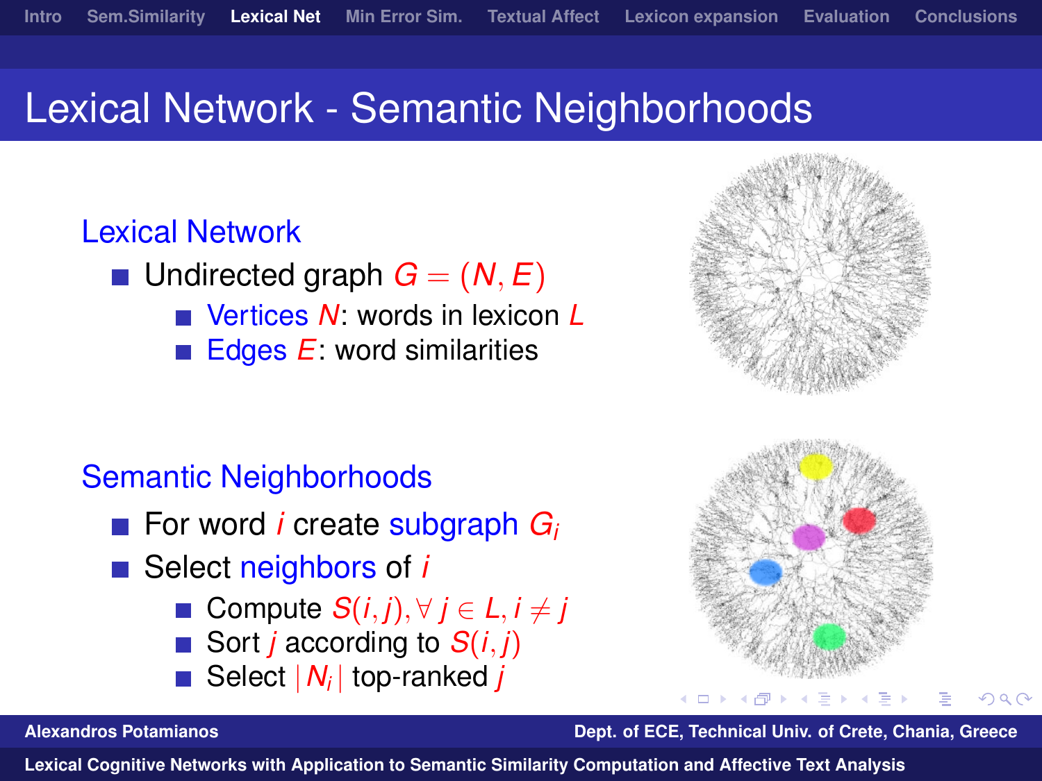# Lexical Network - Semantic Neighborhoods

## Lexical Network

- Undirected graph $G = (N, E)$
  - Vertices $N$: words in lexicon $L$
  - Edges $E$: word similarities

## Semantic Neighborhoods

- For word $i$ create subgraph $G_i$
- Select neighbors of $i$
  - Compute $S(i, j), \forall j \in L, i \neq j$
  - Sort $j$ according to $S(i, j)$
  - Select $|N_i|$ top-ranked $j$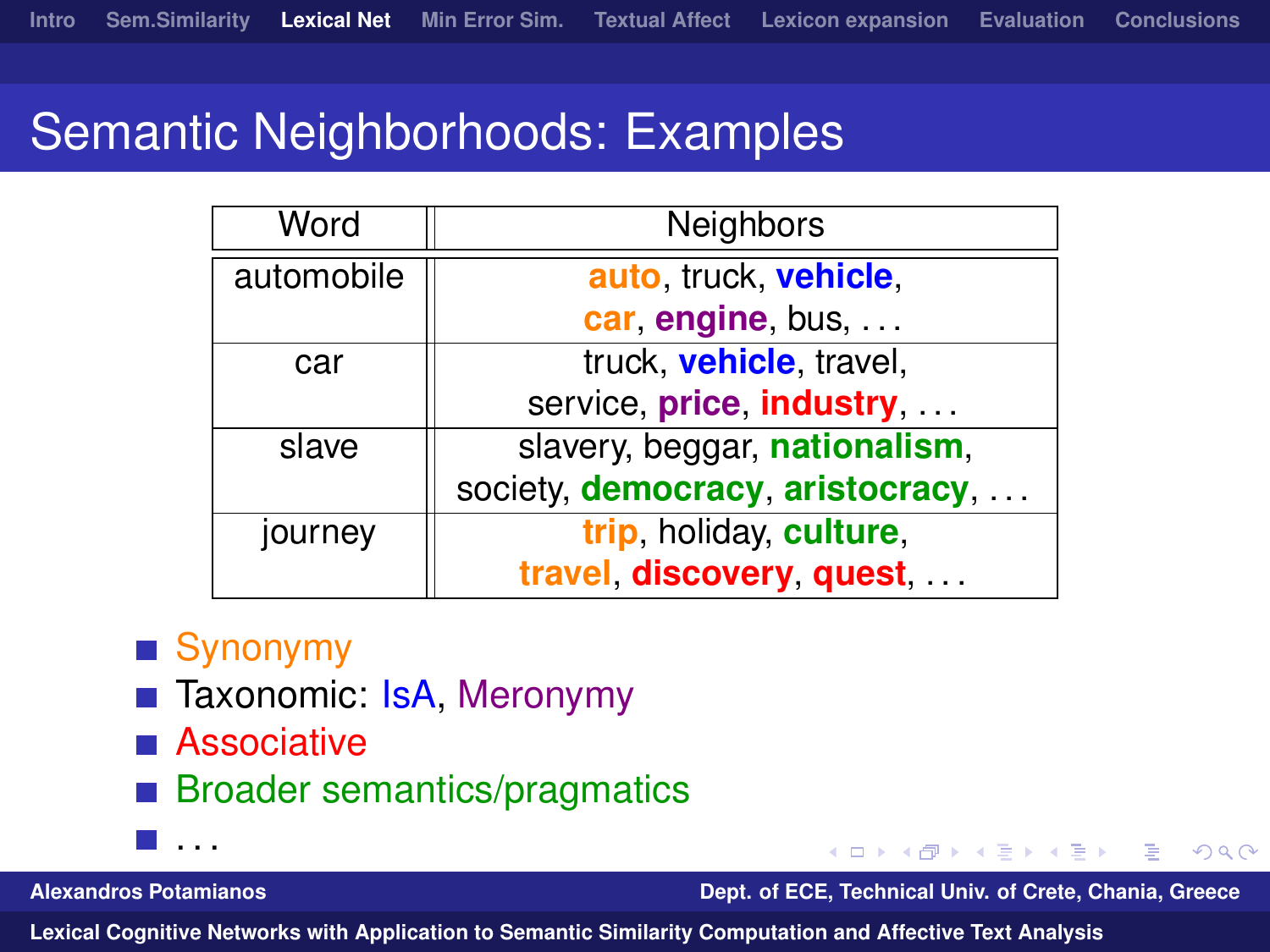# Semantic Neighborhoods: Examples

| Word | Neighbors |
|---|---|
| automobile | **auto**, truck, **vehicle**, **car**, **engine**, bus, ... |
| car | truck, **vehicle**, travel, service, **price**, **industry**, ... |
| slave | slavery, beggar, **nationalism**, society, **democracy**, **aristocracy**, ... |
| journey | **trip**, holiday, **culture**, **travel**, **discovery**, **quest**, ... |

- Synonymy
- Taxonomic: IsA, Meronymy
- Associative
- Broader semantics/pragmatics
- ...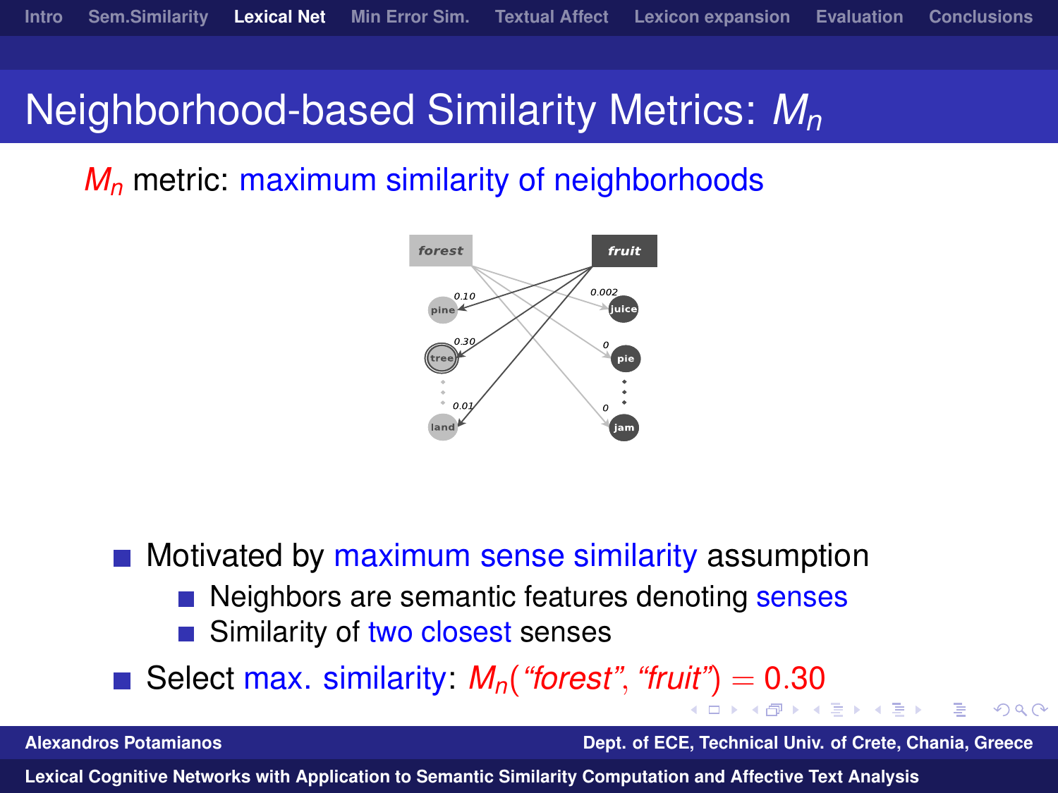# Neighborhood-based Similarity Metrics: $M_n$

$M_n$ metric: maximum similarity of neighborhoods

forest

fruit

0.10

pine

0.30

tree

0.01

land

0.002

juice

0

pie

0

jam

- Motivated by maximum sense similarity assumption
  - Neighbors are semantic features denoting senses
  - Similarity of two closest senses
- Select max. similarity: $M_n(\text{“forest”}, \text{“fruit”}) = 0.30$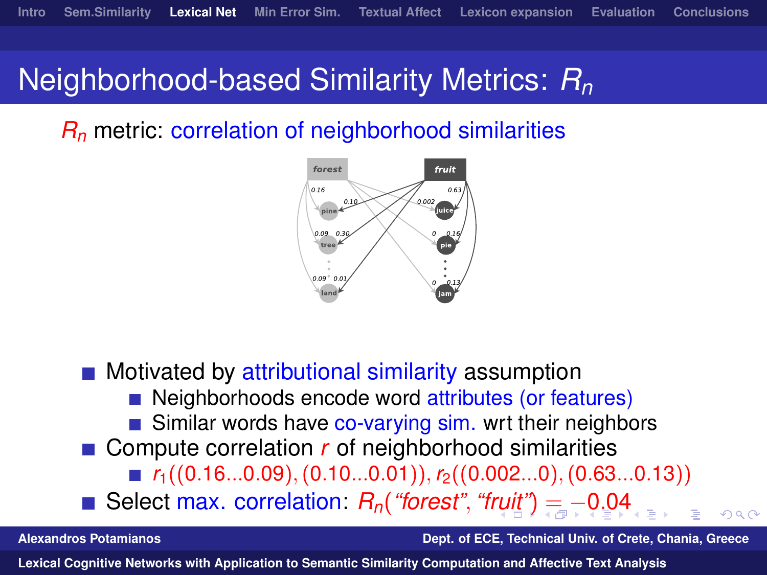# Neighborhood-based Similarity Metrics: $R_n$

$R_n$ metric: correlation of neighborhood similarities

- Motivated by attributional similarity assumption
  - Neighborhoods encode word attributes (or features)
  - Similar words have co-varying sim. wrt their neighbors
- Compute correlation $r$ of neighborhood similarities
  - $r_1((0.16...0.09),(0.10...0.01)), r_2((0.002...0),(0.63...0.13))$
- Select max. correlation: $R_n($"forest", "fruit"$) = -0.04$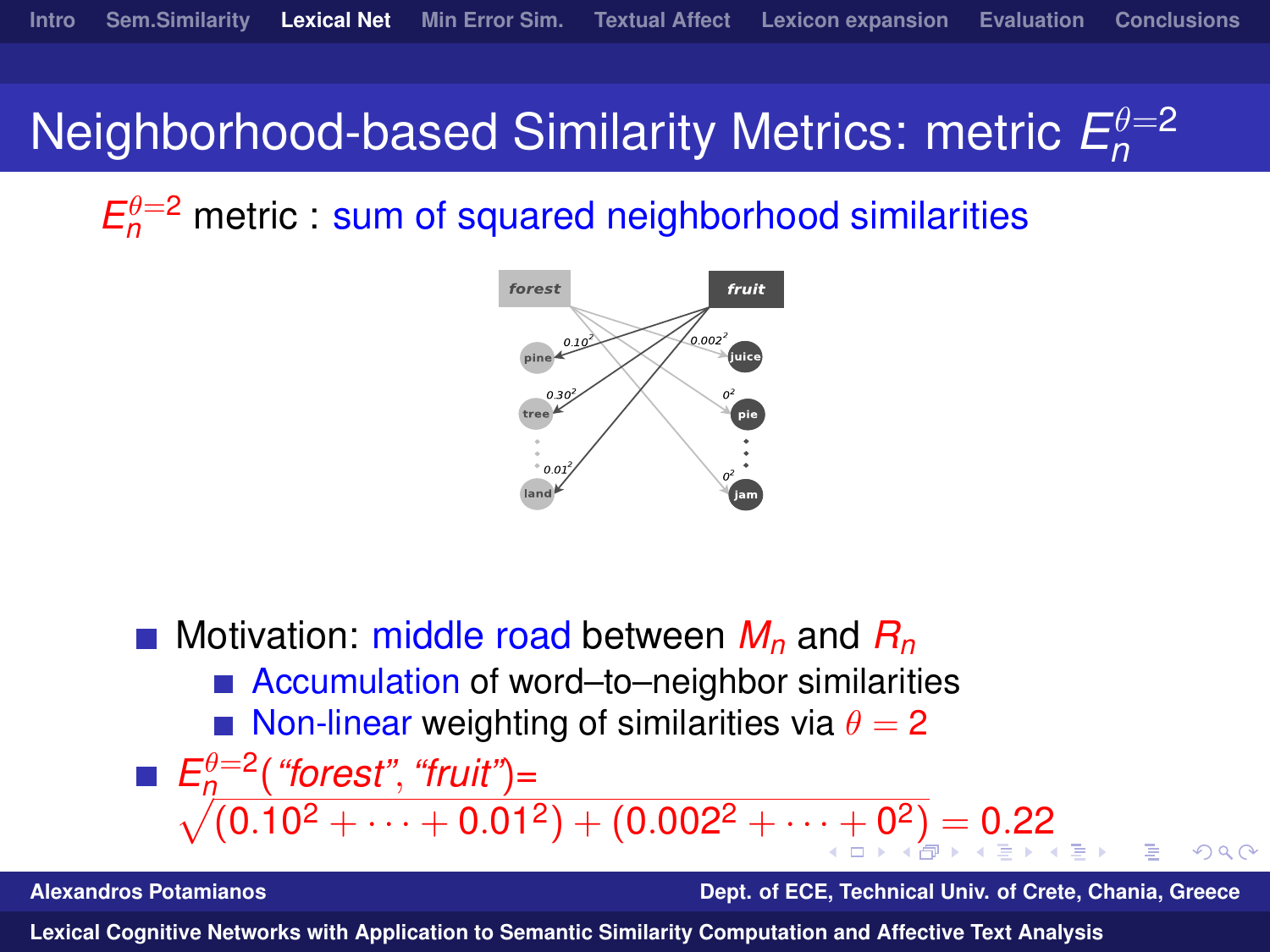# Neighborhood-based Similarity Metrics: metric $E_n^{\theta=2}$

$E_n^{\theta=2}$ metric : sum of squared neighborhood similarities

forest

fruit

pine

tree

land

juice

pie

jam

$0.10^2$

$0.30^2$

$0.01^2$

$0.002^2$

$0^2$

$0^2$

- Motivation: middle road between $M_n$ and $R_n$
  - Accumulation of word–to–neighbor similarities
  - Non-linear weighting of similarities via $\theta = 2$
- $E_n^{\theta=2}$(*"forest"*, *"fruit"*)=
  $\sqrt{(0.10^2 + \cdots + 0.01^2) + (0.002^2 + \cdots + 0^2)} = 0.22$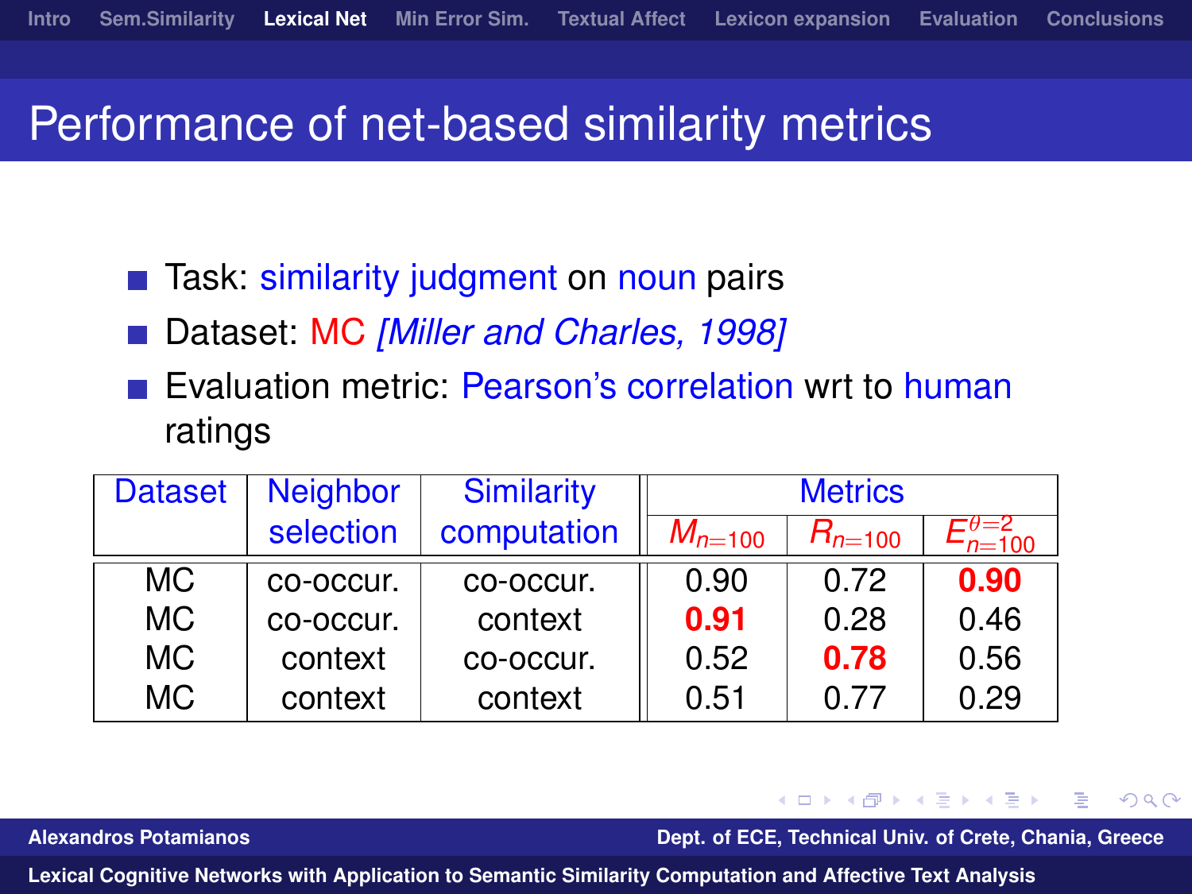# Performance of net-based similarity metrics

- Task: similarity judgment on noun pairs
- Dataset: MC *[Miller and Charles, 1998]*
- Evaluation metric: Pearson's correlation wrt to human ratings

| Dataset | Neighbor selection | Similarity computation | Metrics | | |
|---|---|---|---|---|---|
| | | | $M_{n=100}$ | $R_{n=100}$ | $E^{\theta=2}_{n=100}$ |
| MC | co-occur. | co-occur. | 0.90 | 0.72 | **0.90** |
| MC | co-occur. | context | **0.91** | 0.28 | 0.46 |
| MC | context | co-occur. | 0.52 | **0.78** | 0.56 |
| MC | context | context | 0.51 | 0.77 | 0.29 |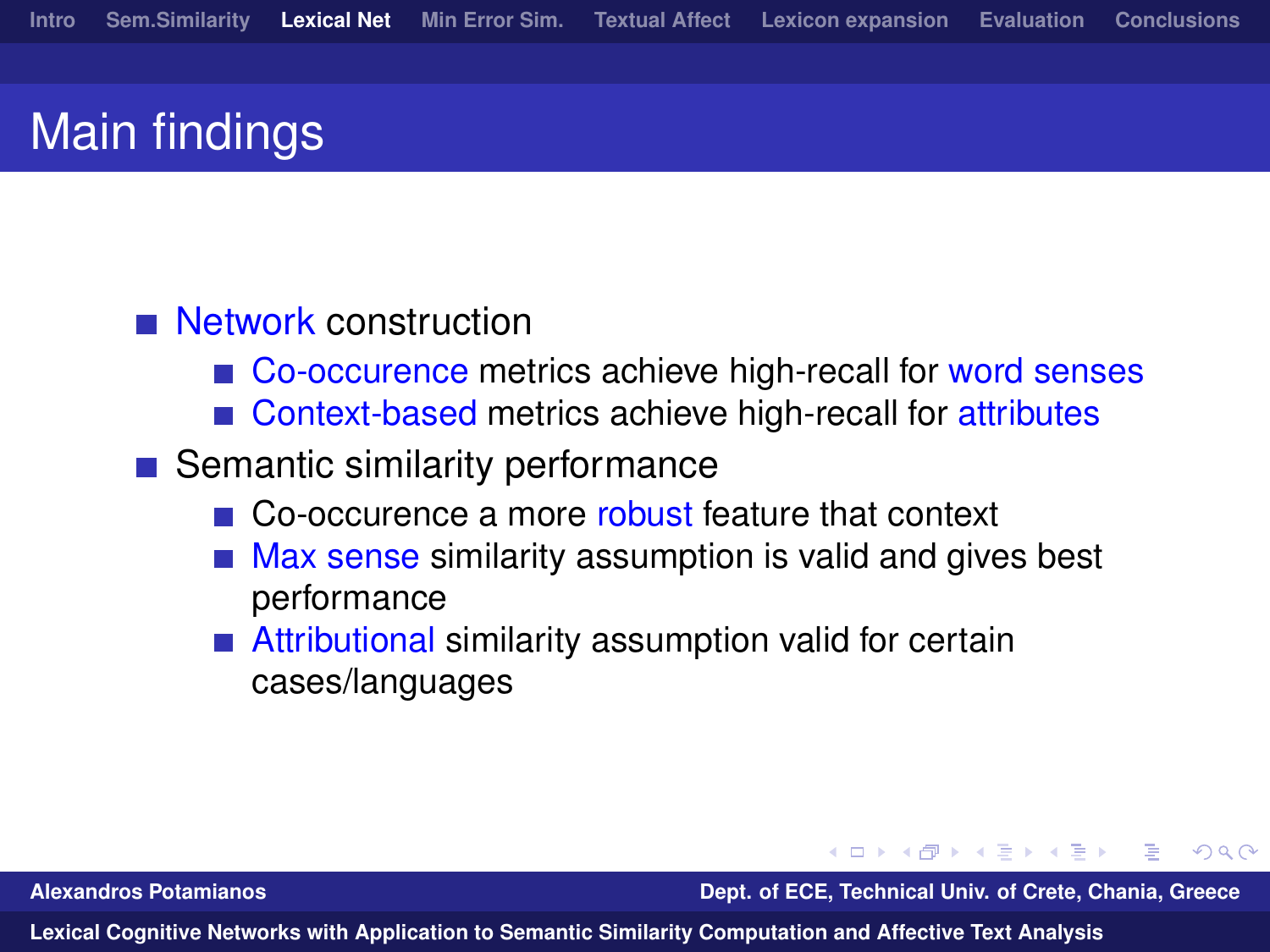# Main findings

- Network construction
  - Co-occurence metrics achieve high-recall for word senses
  - Context-based metrics achieve high-recall for attributes
- Semantic similarity performance
  - Co-occurence a more robust feature that context
  - Max sense similarity assumption is valid and gives best performance
  - Attributional similarity assumption valid for certain cases/languages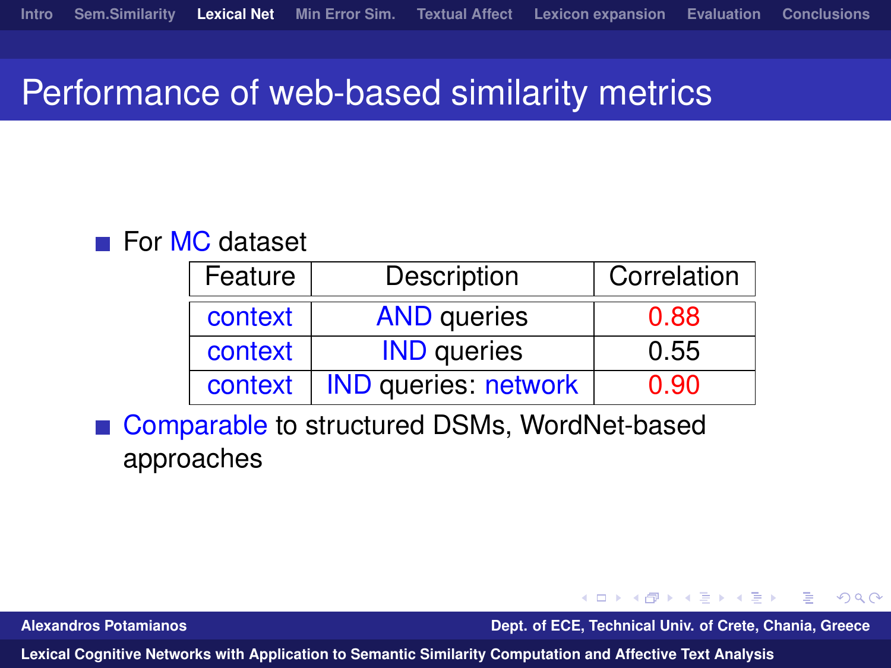# Performance of web-based similarity metrics

- For MC dataset

| Feature | Description | Correlation |
|---|---|---|
| context | AND queries | 0.88 |
| context | IND queries | 0.55 |
| context | IND queries: network | 0.90 |

- Comparable to structured DSMs, WordNet-based approaches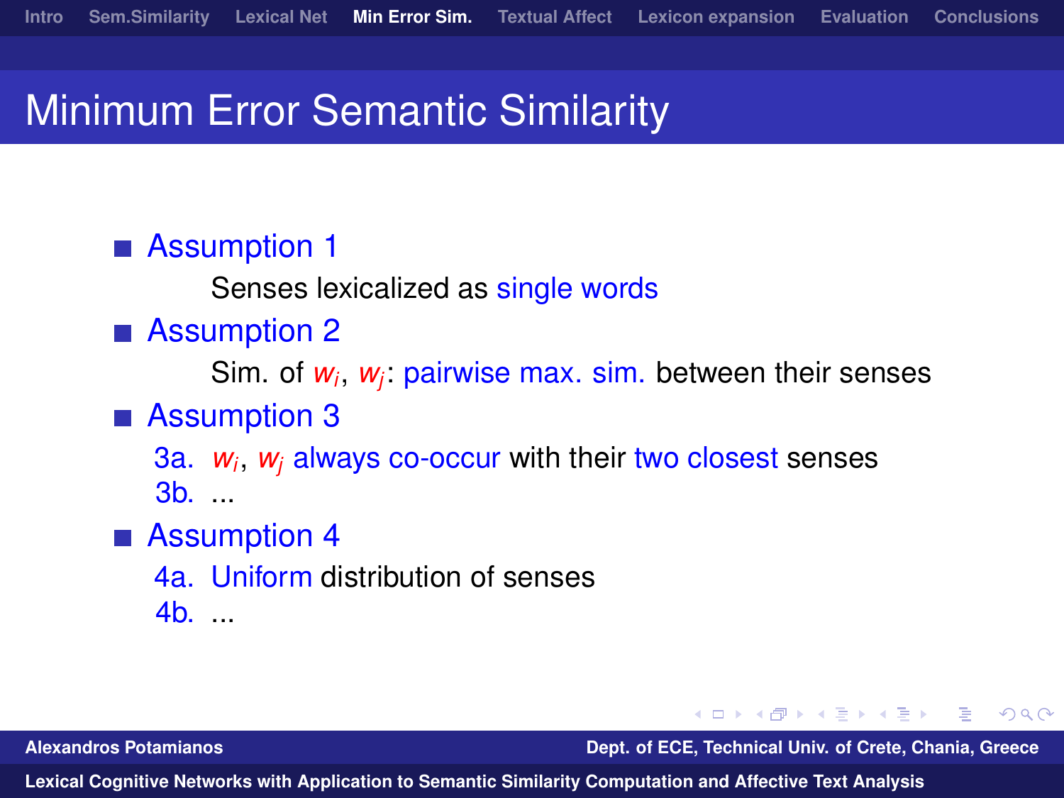# Minimum Error Semantic Similarity

- **Assumption 1**

  Senses lexicalized as single words

- **Assumption 2**

  Sim. of $w_i$, $w_j$: pairwise max. sim. between their senses

- **Assumption 3**

  3a. $w_i$, $w_j$ always co-occur with their two closest senses

  3b. ...

- **Assumption 4**

  4a. Uniform distribution of senses

  4b. ...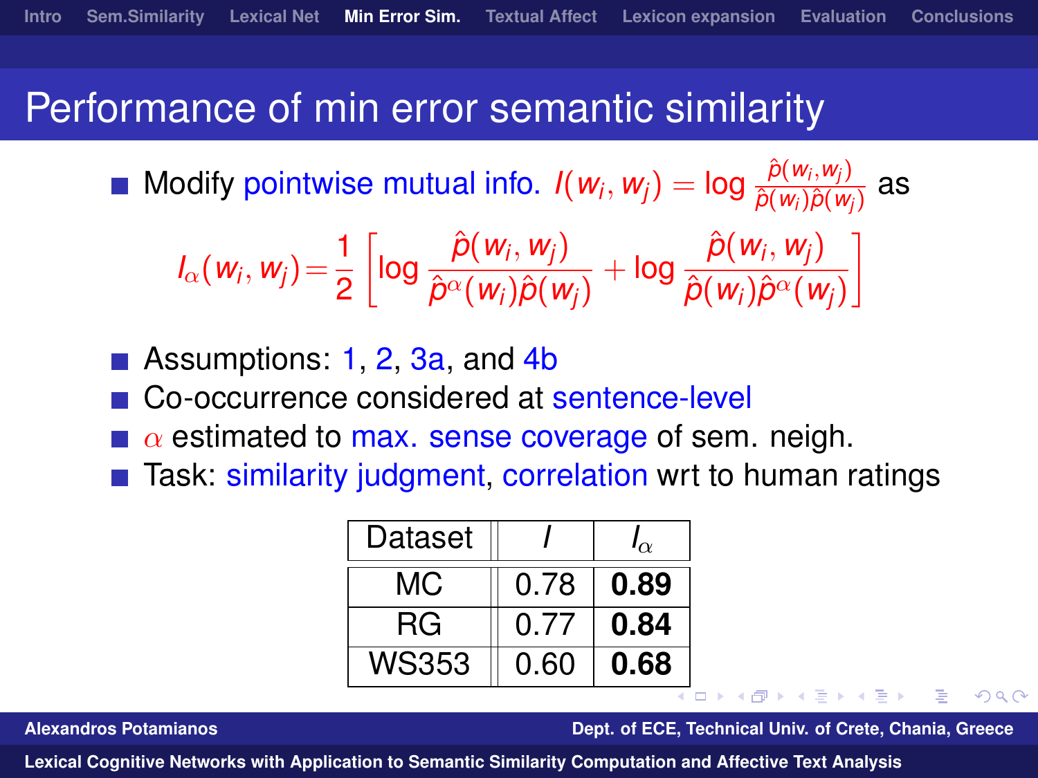# Performance of min error semantic similarity

- Modify pointwise mutual info. $I(w_i, w_j) = \log \frac{\hat{p}(w_i, w_j)}{\hat{p}(w_i)\hat{p}(w_j)}$ as

$$I_\alpha(w_i, w_j) = \frac{1}{2}\left[\log \frac{\hat{p}(w_i, w_j)}{\hat{p}^\alpha(w_i)\hat{p}(w_j)} + \log \frac{\hat{p}(w_i, w_j)}{\hat{p}(w_i)\hat{p}^\alpha(w_j)}\right]$$

- Assumptions: 1, 2, 3a, and 4b
- Co-occurrence considered at sentence-level
- $\alpha$ estimated to max. sense coverage of sem. neigh.
- Task: similarity judgment, correlation wrt to human ratings

| Dataset | $I$ | $I_\alpha$ |
|---|---|---|
| MC | 0.78 | **0.89** |
| RG | 0.77 | **0.84** |
| WS353 | 0.60 | **0.68** |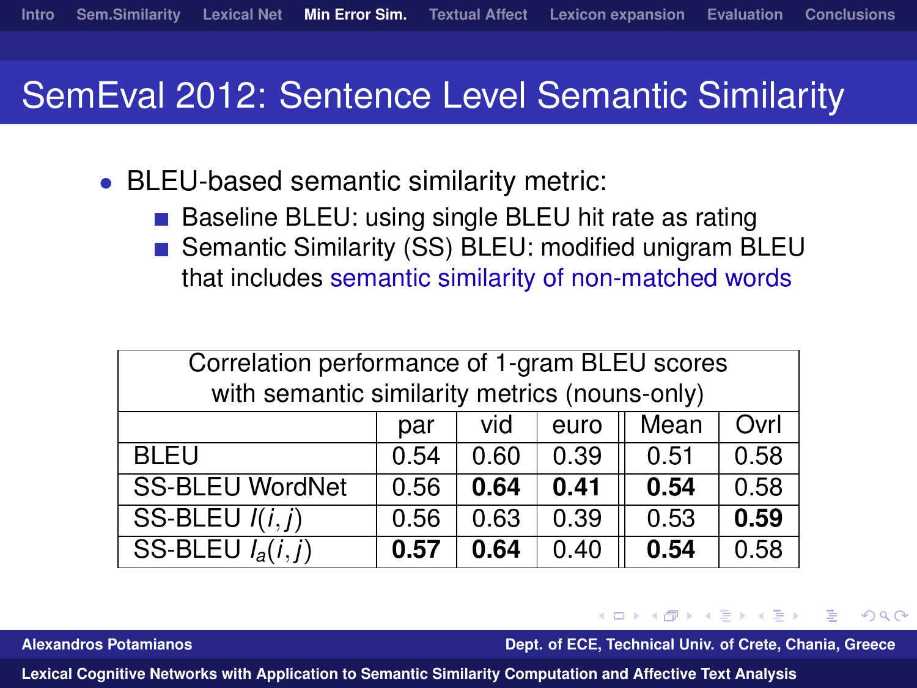# SemEval 2012: Sentence Level Semantic Similarity

- BLEU-based semantic similarity metric:
  - Baseline BLEU: using single BLEU hit rate as rating
  - Semantic Similarity (SS) BLEU: modified unigram BLEU that includes semantic similarity of non-matched words

Correlation performance of 1-gram BLEU scores with semantic similarity metrics (nouns-only)

| | par | vid | euro | Mean | Ovrl |
|---|---|---|---|---|---|
| BLEU | 0.54 | 0.60 | 0.39 | 0.51 | 0.58 |
| SS-BLEU WordNet | 0.56 | **0.64** | **0.41** | **0.54** | 0.58 |
| SS-BLEU $I(i,j)$ | 0.56 | 0.63 | 0.39 | 0.53 | **0.59** |
| SS-BLEU $I_a(i,j)$ | **0.57** | **0.64** | 0.40 | **0.54** | 0.58 |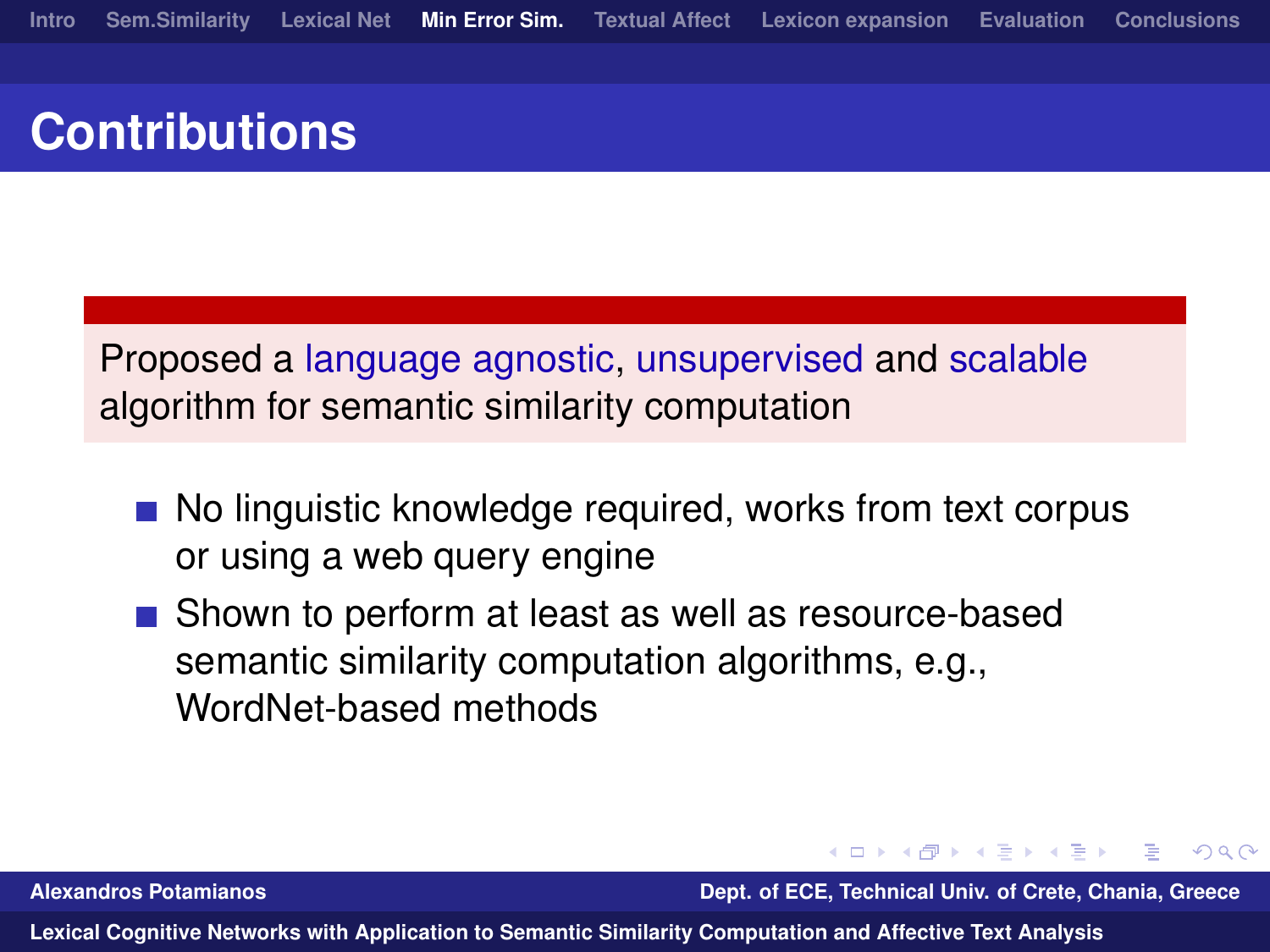# Contributions

Proposed a language agnostic, unsupervised and scalable algorithm for semantic similarity computation

- No linguistic knowledge required, works from text corpus or using a web query engine
- Shown to perform at least as well as resource-based semantic similarity computation algorithms, e.g., WordNet-based methods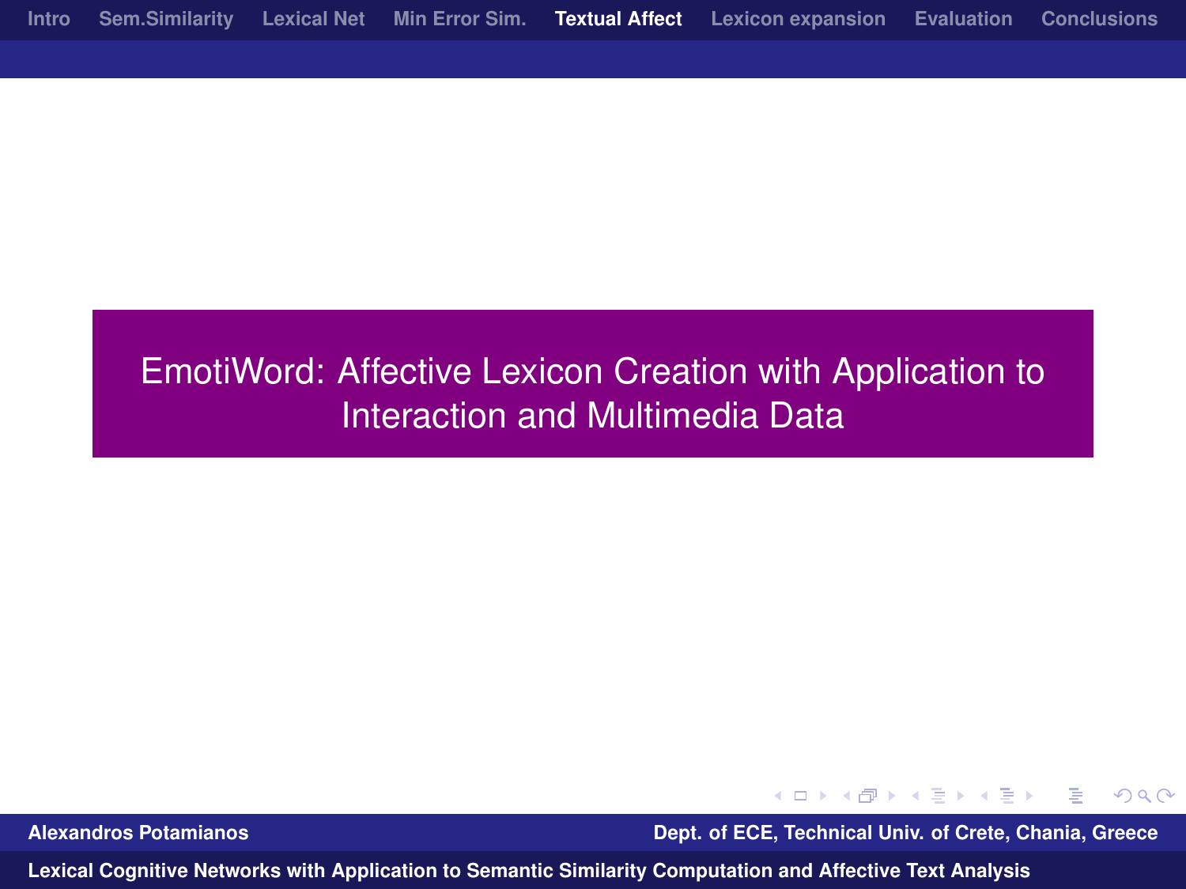# EmotiWord: Affective Lexicon Creation with Application to Interaction and Multimedia Data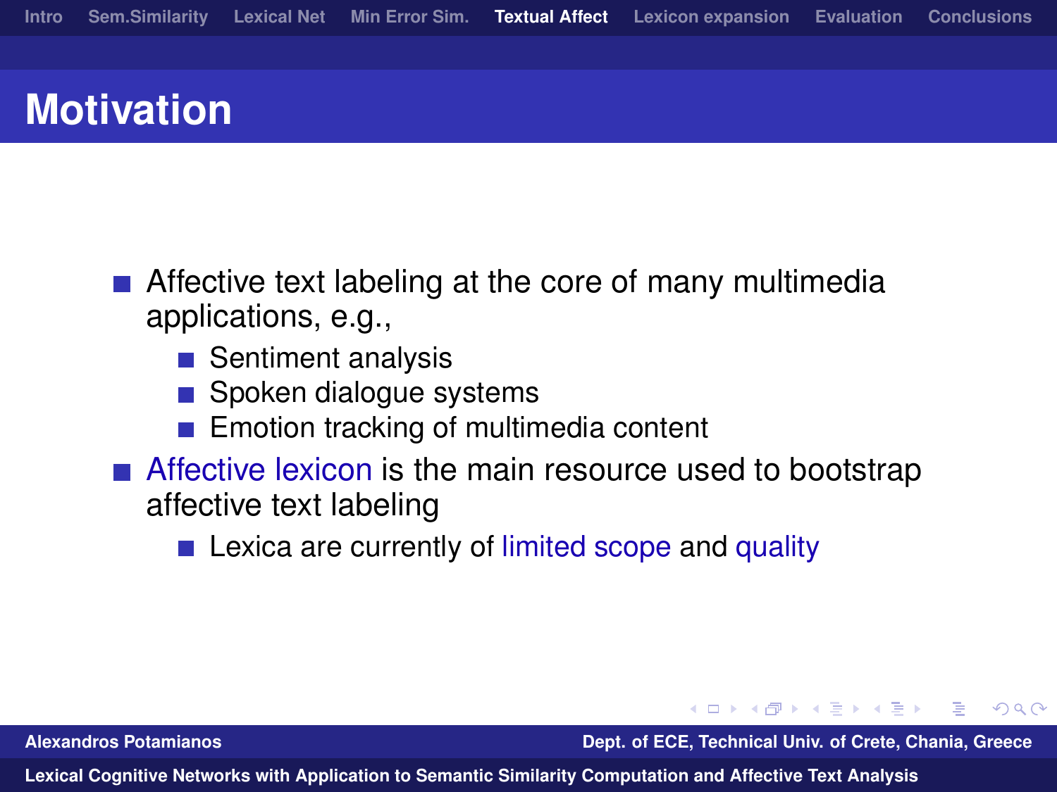## Motivation

- Affective text labeling at the core of many multimedia applications, e.g.,
  - Sentiment analysis
  - Spoken dialogue systems
  - Emotion tracking of multimedia content
- Affective lexicon is the main resource used to bootstrap affective text labeling
  - Lexica are currently of limited scope and quality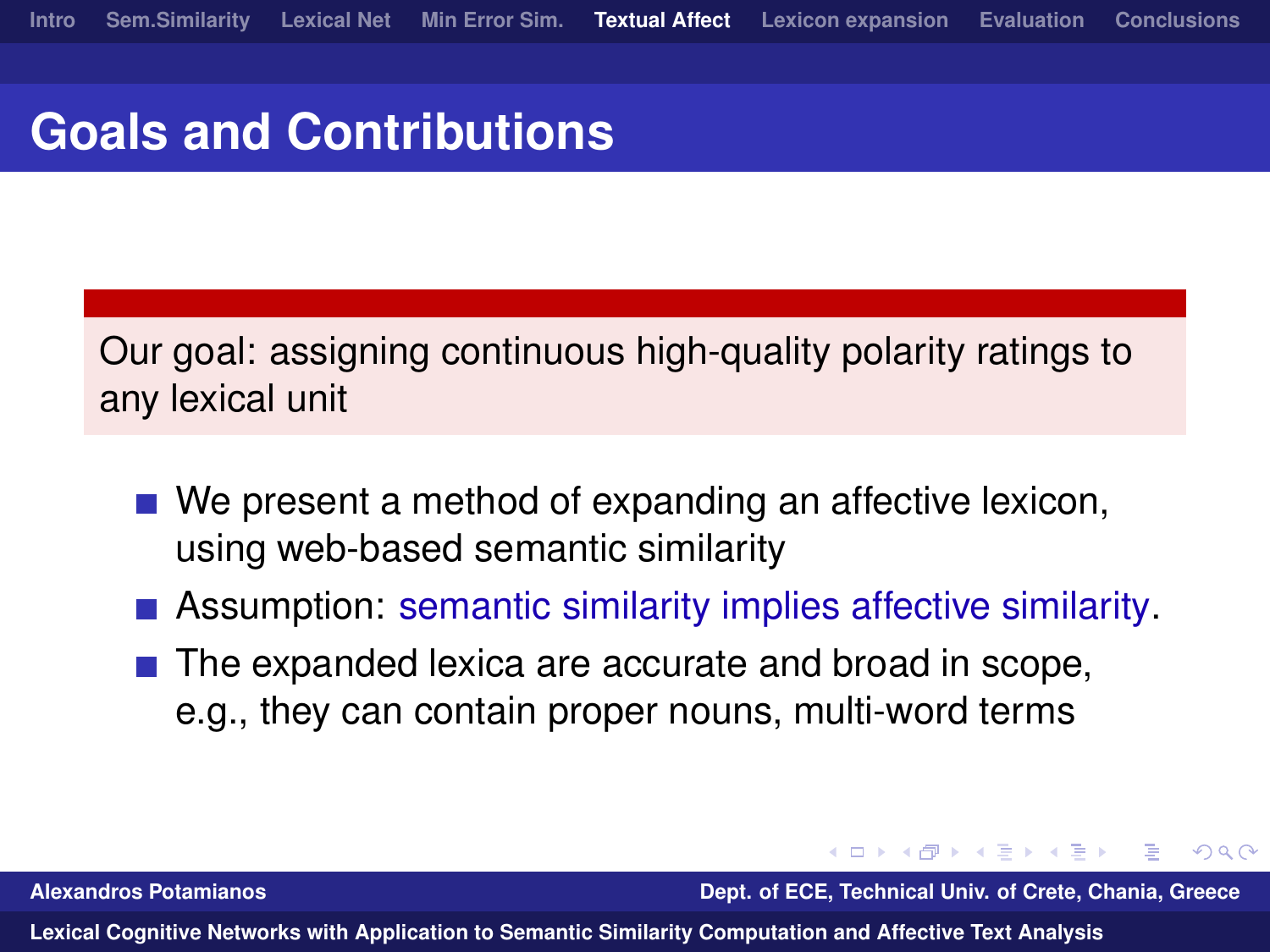# Goals and Contributions

**Our goal: assigning continuous high-quality polarity ratings to any lexical unit**

- We present a method of expanding an affective lexicon, using web-based semantic similarity
- Assumption: semantic similarity implies affective similarity.
- The expanded lexica are accurate and broad in scope, e.g., they can contain proper nouns, multi-word terms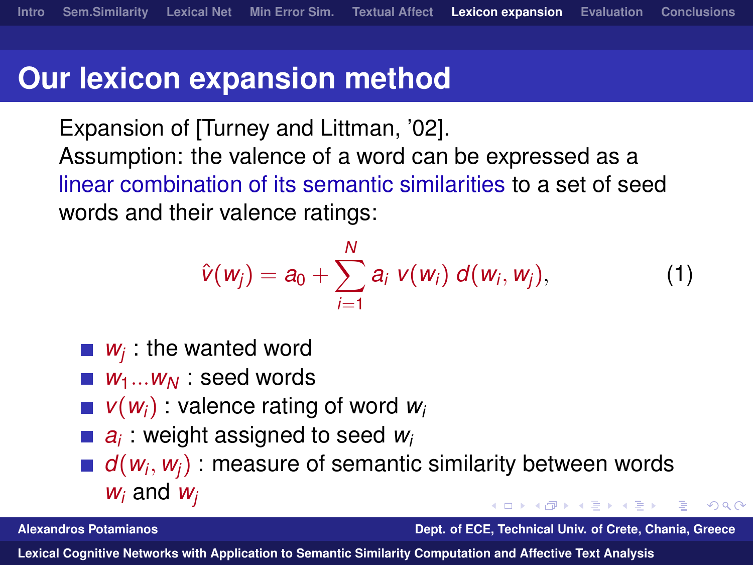# Our lexicon expansion method

Expansion of [Turney and Littman, '02].
Assumption: the valence of a word can be expressed as a linear combination of its semantic similarities to a set of seed words and their valence ratings:

$$\hat{v}(w_j) = a_0 + \sum_{i=1}^{N} a_i \, v(w_i) \, d(w_i, w_j), \tag{1}$$

- $w_j$ : the wanted word
- $w_1 ... w_N$ : seed words
- $v(w_i)$ : valence rating of word $w_i$
- $a_i$ : weight assigned to seed $w_i$
- $d(w_i, w_j)$ : measure of semantic similarity between words $w_i$ and $w_j$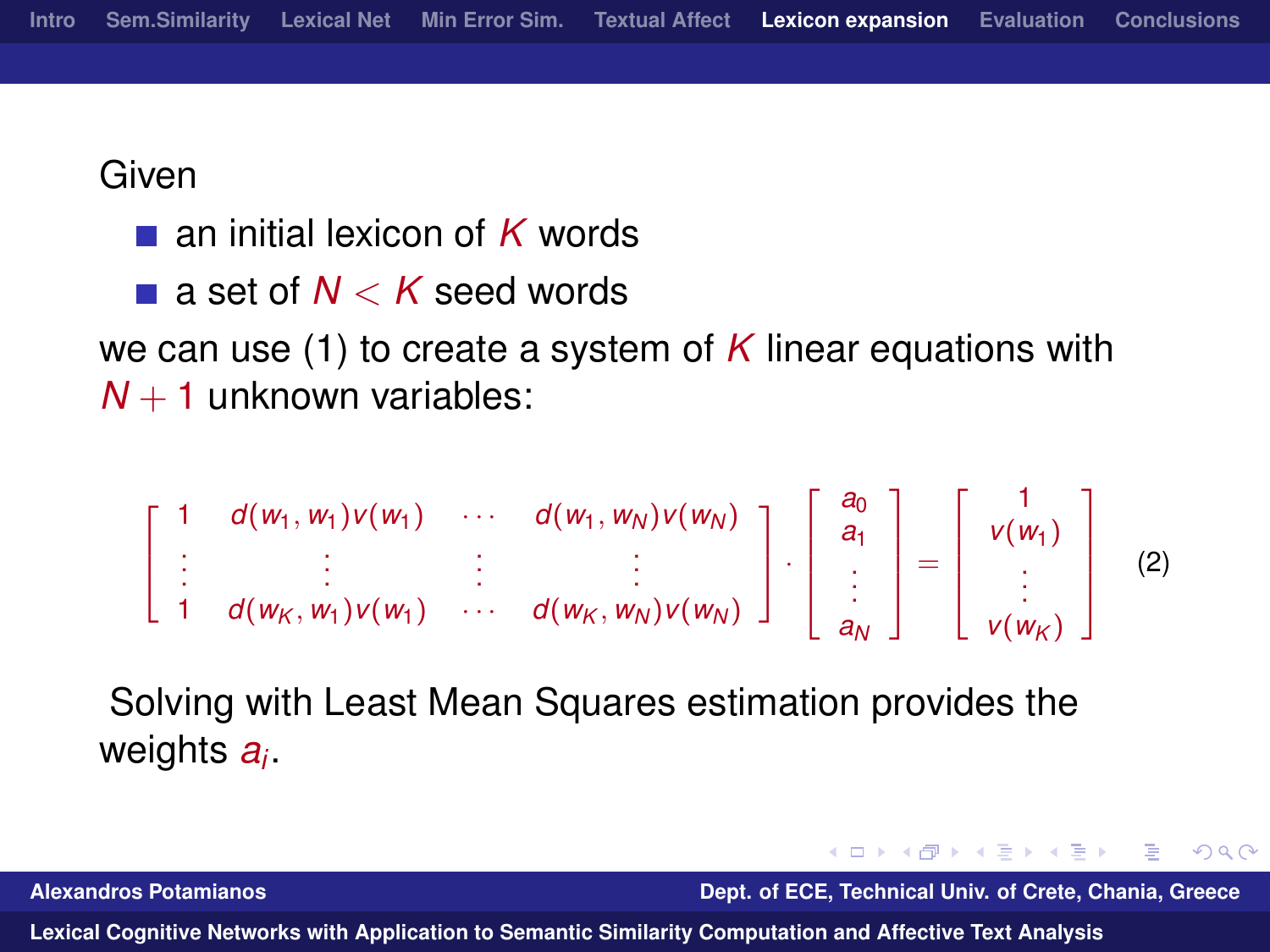Given

- an initial lexicon of $K$ words
- a set of $N < K$ seed words

we can use (1) to create a system of $K$ linear equations with $N + 1$ unknown variables:

$$\begin{bmatrix} 1 & d(w_1, w_1)v(w_1) & \cdots & d(w_1, w_N)v(w_N) \\ \vdots & \vdots & \vdots & \vdots \\ 1 & d(w_K, w_1)v(w_1) & \cdots & d(w_K, w_N)v(w_N) \end{bmatrix} \cdot \begin{bmatrix} a_0 \\ a_1 \\ \vdots \\ a_N \end{bmatrix} = \begin{bmatrix} 1 \\ v(w_1) \\ \vdots \\ v(w_K) \end{bmatrix} \quad (2)$$

Solving with Least Mean Squares estimation provides the weights $a_i$.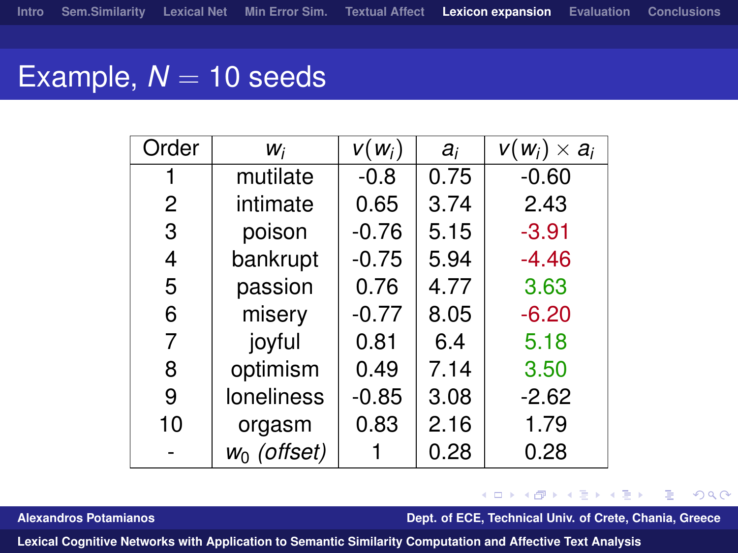# Example, $N = 10$ seeds

| Order | $w_i$ | $v(w_i)$ | $a_i$ | $v(w_i) \times a_i$ |
|---|---|---|---|---|
| 1 | mutilate | -0.8 | 0.75 | -0.60 |
| 2 | intimate | 0.65 | 3.74 | 2.43 |
| 3 | poison | -0.76 | 5.15 | -3.91 |
| 4 | bankrupt | -0.75 | 5.94 | -4.46 |
| 5 | passion | 0.76 | 4.77 | 3.63 |
| 6 | misery | -0.77 | 8.05 | -6.20 |
| 7 | joyful | 0.81 | 6.4 | 5.18 |
| 8 | optimism | 0.49 | 7.14 | 3.50 |
| 9 | loneliness | -0.85 | 3.08 | -2.62 |
| 10 | orgasm | 0.83 | 2.16 | 1.79 |
| - | $w_0$ *(offset)* | 1 | 0.28 | 0.28 |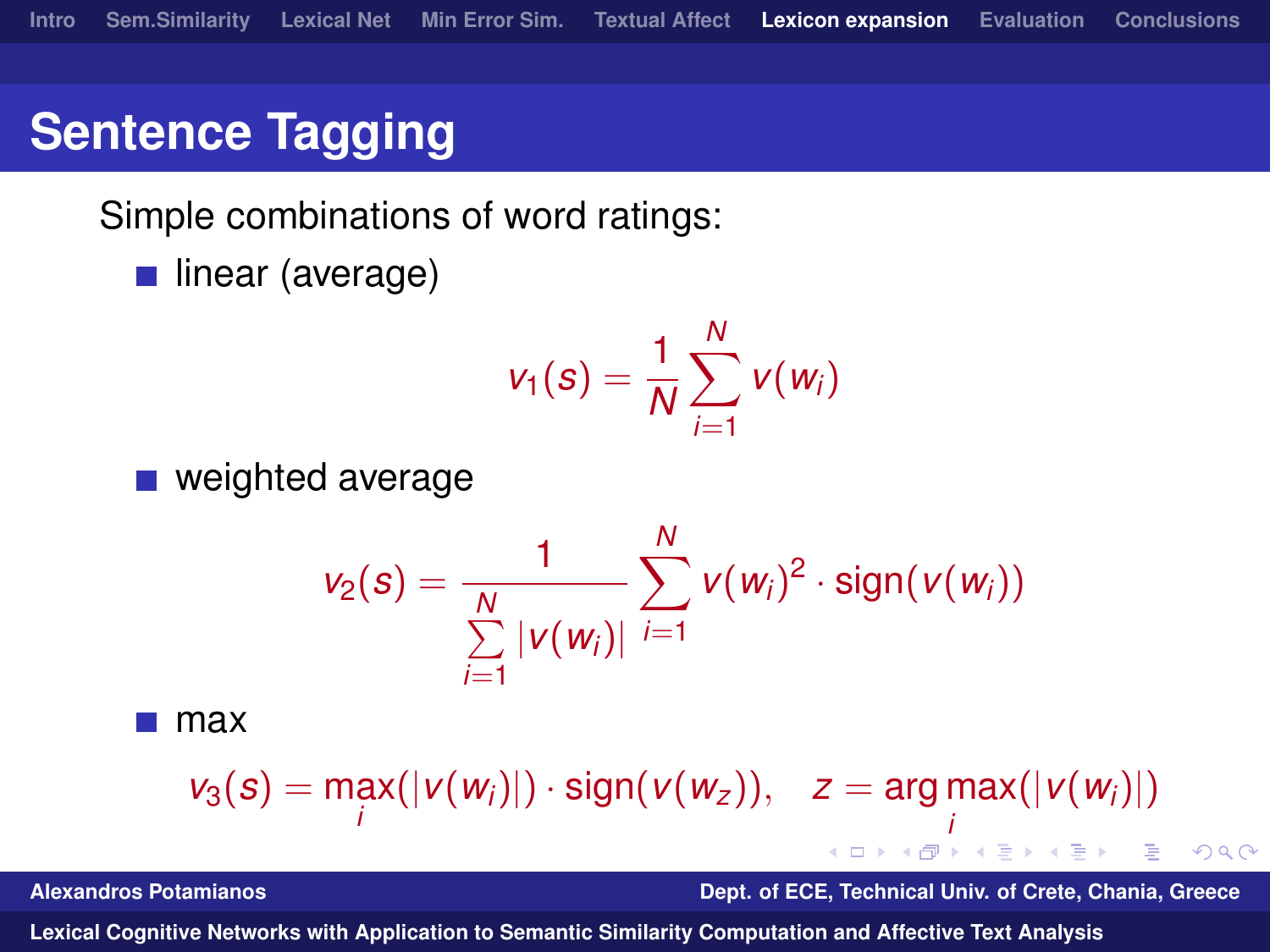# Sentence Tagging

Simple combinations of word ratings:

- linear (average)

$$v_1(s) = \frac{1}{N} \sum_{i=1}^{N} v(w_i)$$

- weighted average

$$v_2(s) = \frac{1}{\sum_{i=1}^{N} |v(w_i)|} \sum_{i=1}^{N} v(w_i)^2 \cdot \text{sign}(v(w_i))$$

- max

$$v_3(s) = \max_i(|v(w_i)|) \cdot \text{sign}(v(w_z)), \quad z = \arg\max_i(|v(w_i)|)$$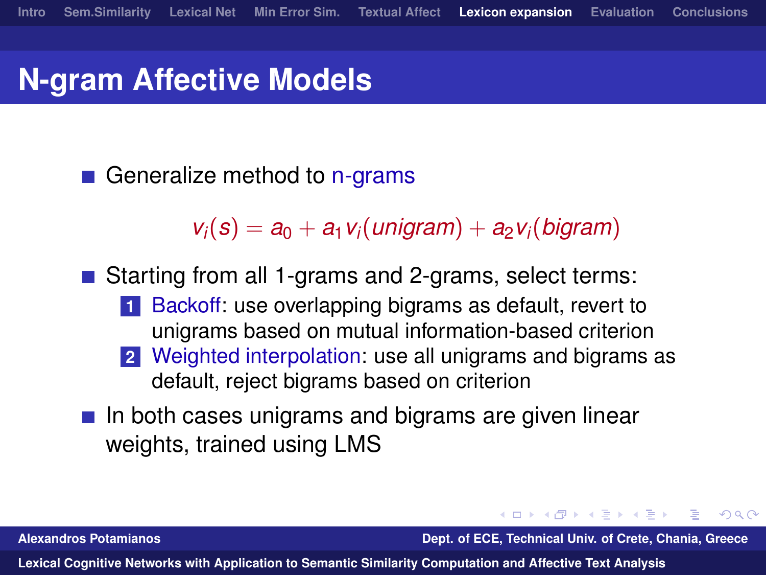# N-gram Affective Models

- Generalize method to n-grams

$$v_i(s) = a_0 + a_1 v_i(unigram) + a_2 v_i(bigram)$$

- Starting from all 1-grams and 2-grams, select terms:
  1. Backoff: use overlapping bigrams as default, revert to unigrams based on mutual information-based criterion
  2. Weighted interpolation: use all unigrams and bigrams as default, reject bigrams based on criterion
- In both cases unigrams and bigrams are given linear weights, trained using LMS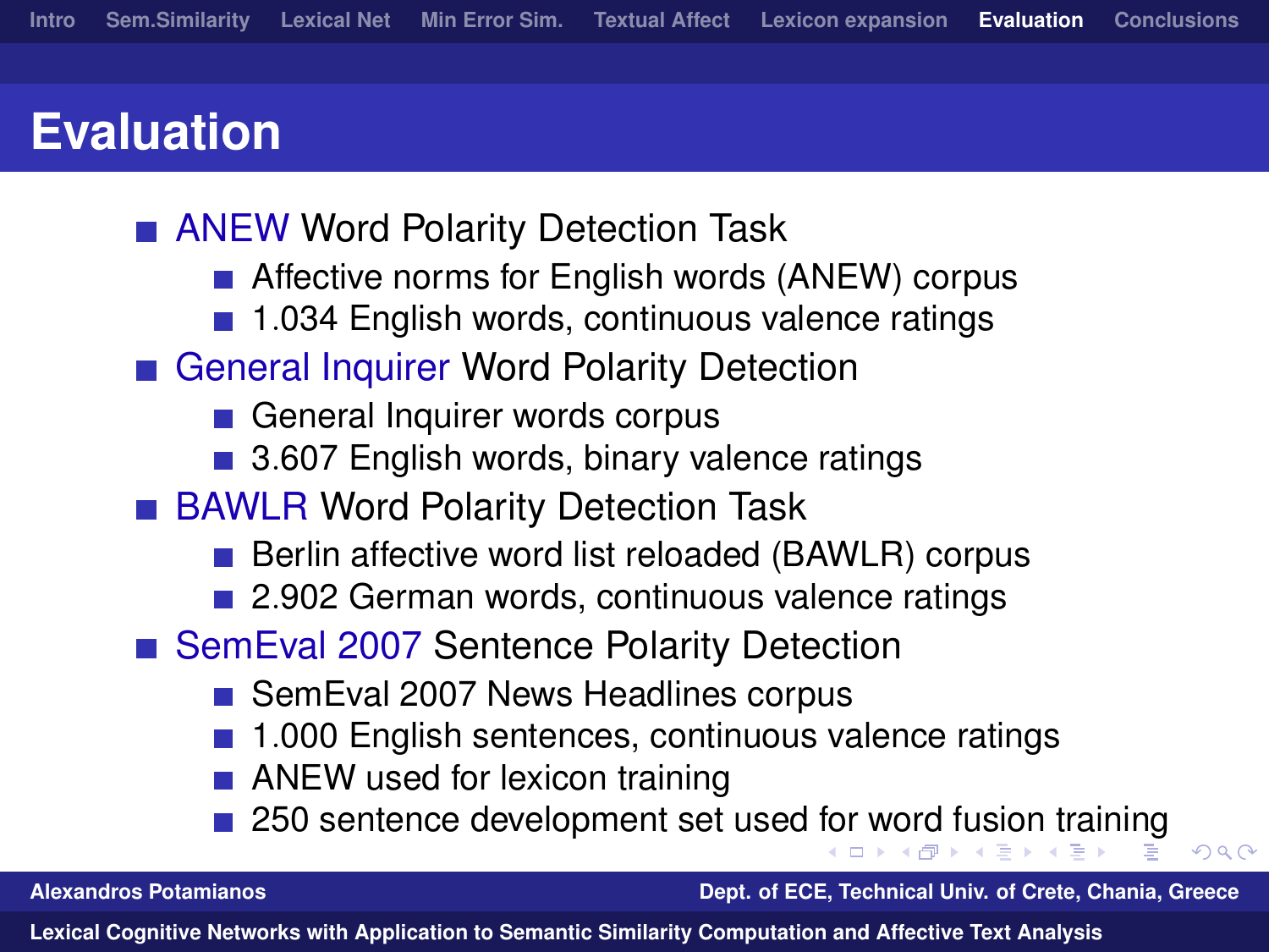# Evaluation

- ANEW Word Polarity Detection Task
  - Affective norms for English words (ANEW) corpus
  - 1.034 English words, continuous valence ratings
- General Inquirer Word Polarity Detection
  - General Inquirer words corpus
  - 3.607 English words, binary valence ratings
- BAWLR Word Polarity Detection Task
  - Berlin affective word list reloaded (BAWLR) corpus
  - 2.902 German words, continuous valence ratings
- SemEval 2007 Sentence Polarity Detection
  - SemEval 2007 News Headlines corpus
  - 1.000 English sentences, continuous valence ratings
  - ANEW used for lexicon training
  - 250 sentence development set used for word fusion training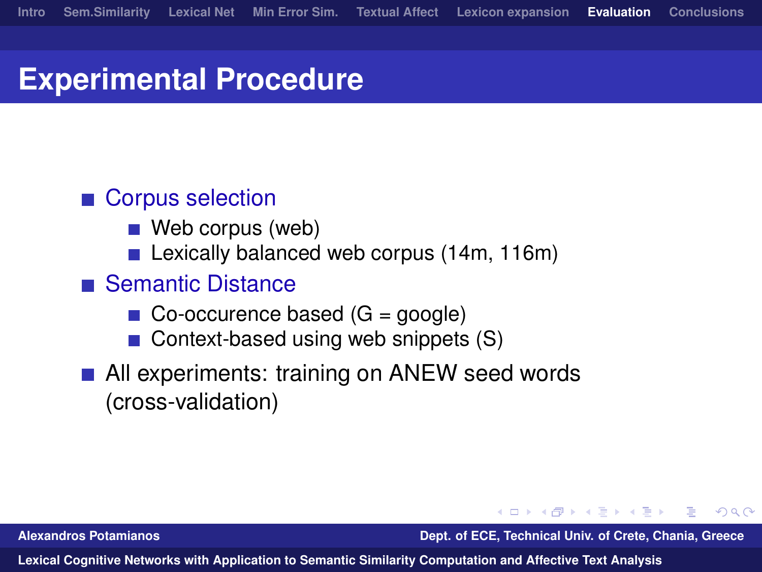# Experimental Procedure

- Corpus selection
  - Web corpus (web)
  - Lexically balanced web corpus (14m, 116m)
- Semantic Distance
  - Co-occurence based (G = google)
  - Context-based using web snippets (S)
- All experiments: training on ANEW seed words (cross-validation)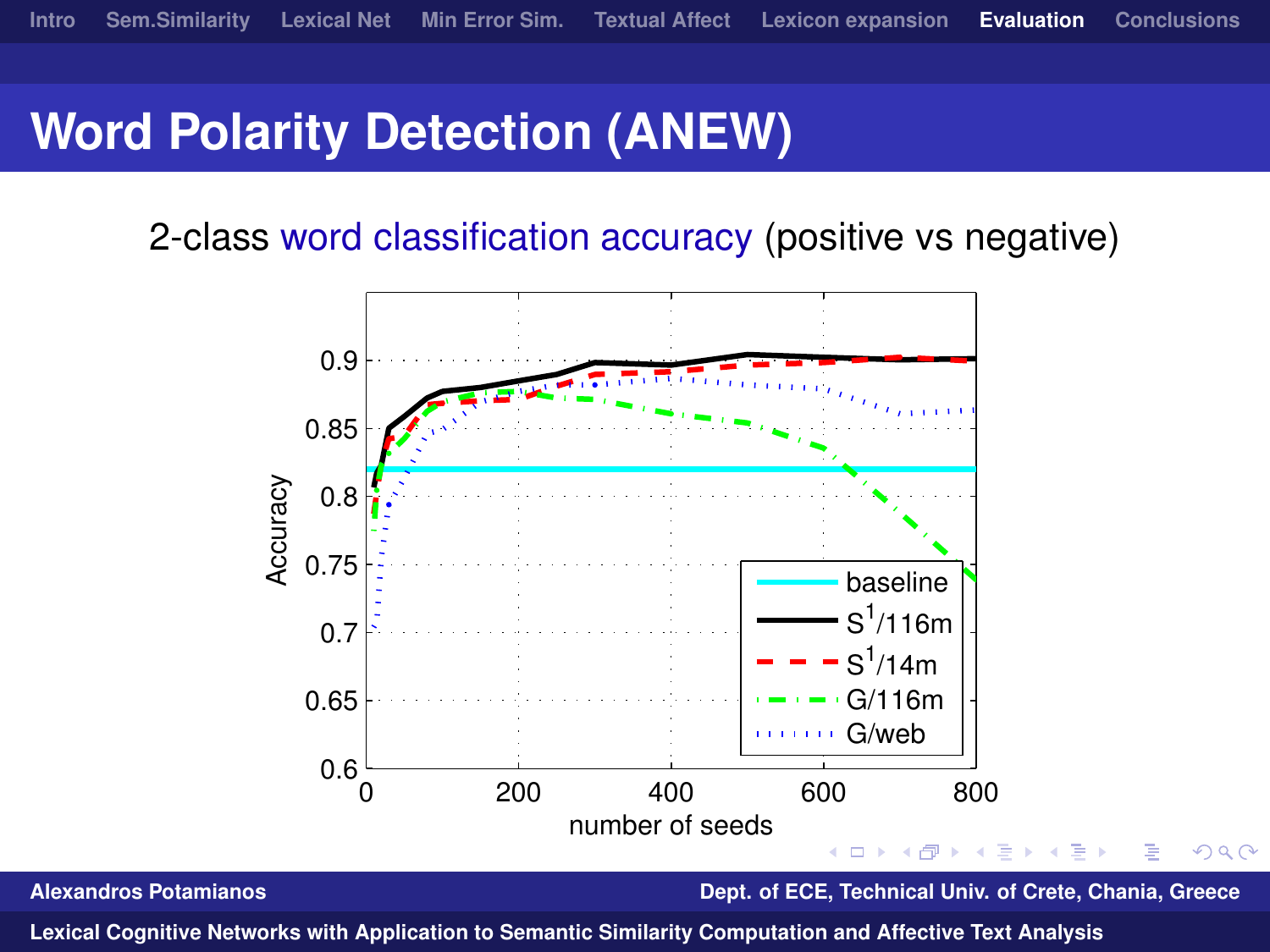# Word Polarity Detection (ANEW)

2-class word classification accuracy (positive vs negative)

Accuracy

0.9
0.85
0.8
0.75
0.7
0.65
0.6

0
200
400
600
800

number of seeds

baseline
$S^1$/116m
$S^1$/14m
G/116m
G/web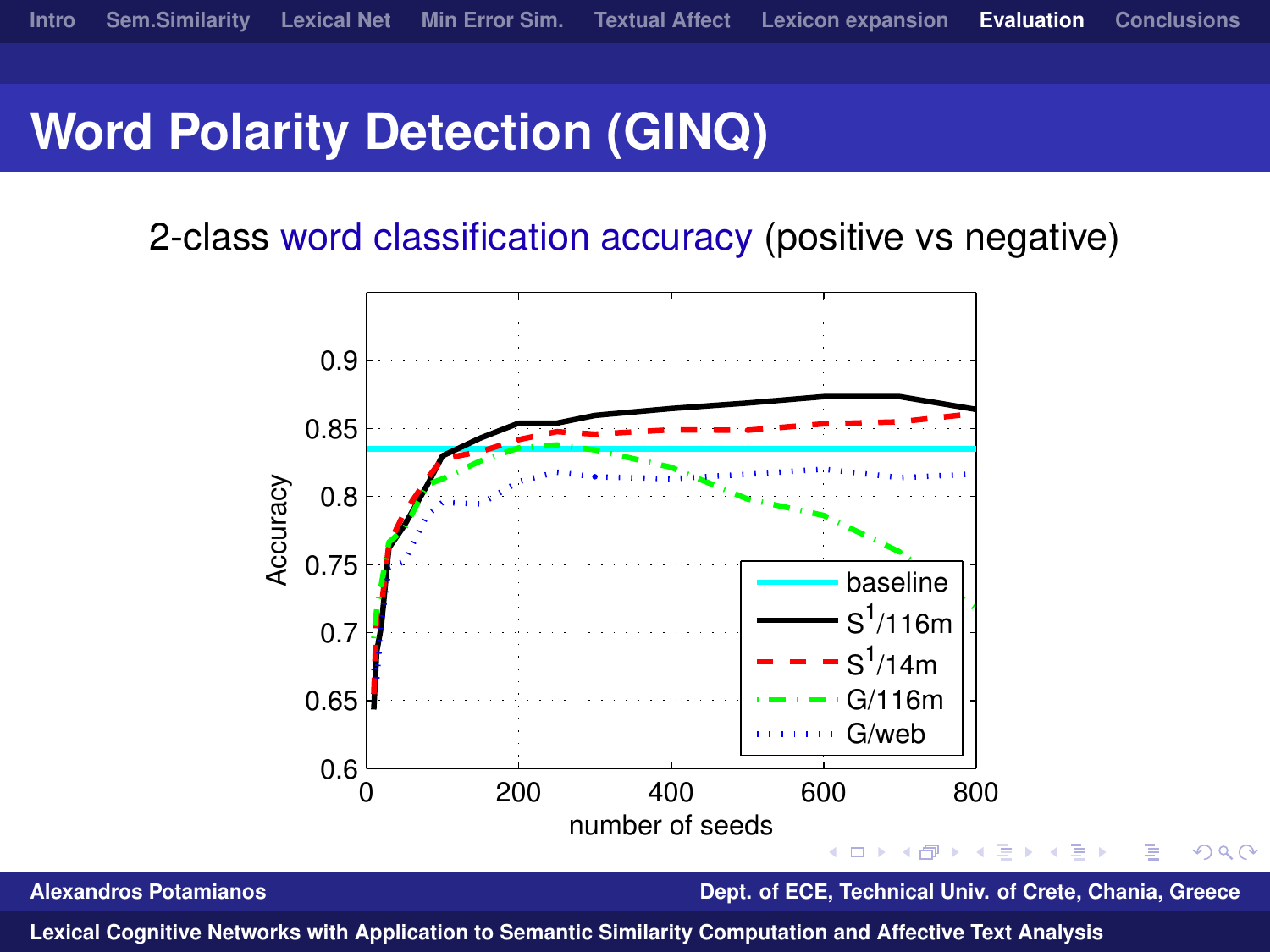# Word Polarity Detection (GINQ)

2-class word classification accuracy (positive vs negative)

Accuracy

0.9
0.85
0.8
0.75
0.7
0.65
0.6

0
200
400
600
800

number of seeds

baseline
$S^1$/116m
$S^1$/14m
G/116m
G/web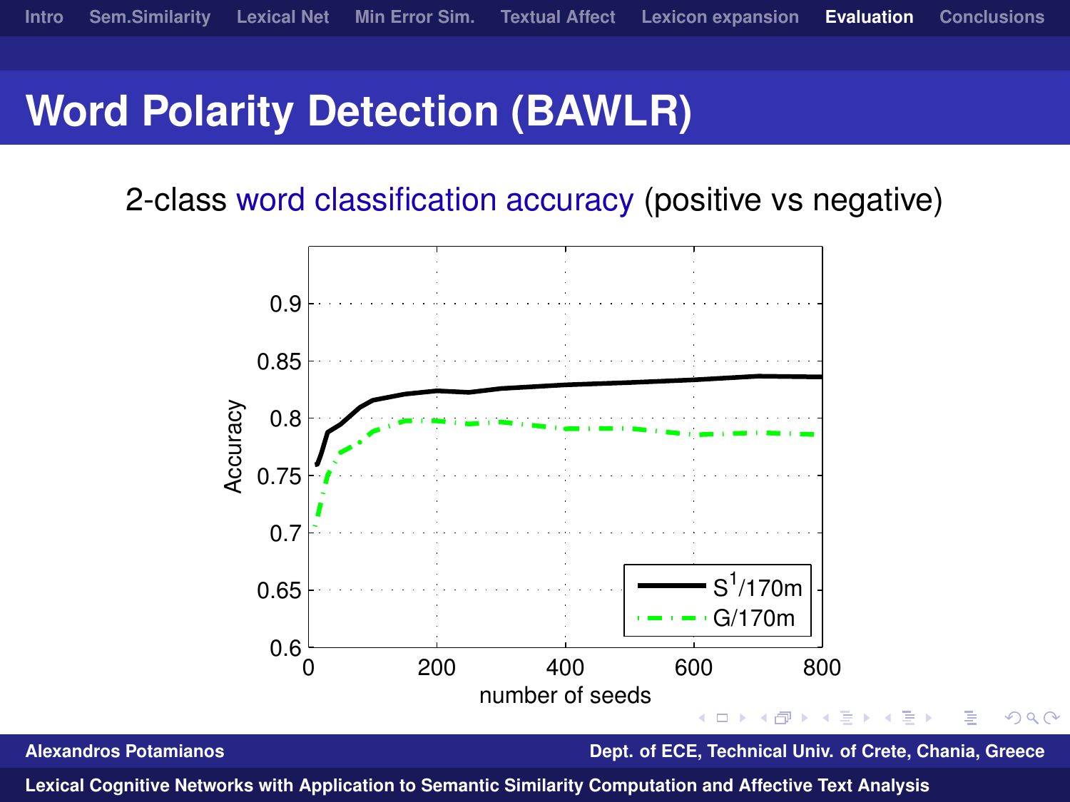# Word Polarity Detection (BAWLR)

2-class word classification accuracy (positive vs negative)

Accuracy

0.9
0.85
0.8
0.75
0.7
0.65
0.6

0
200
400
600
800

number of seeds

$S^1$/170m

G/170m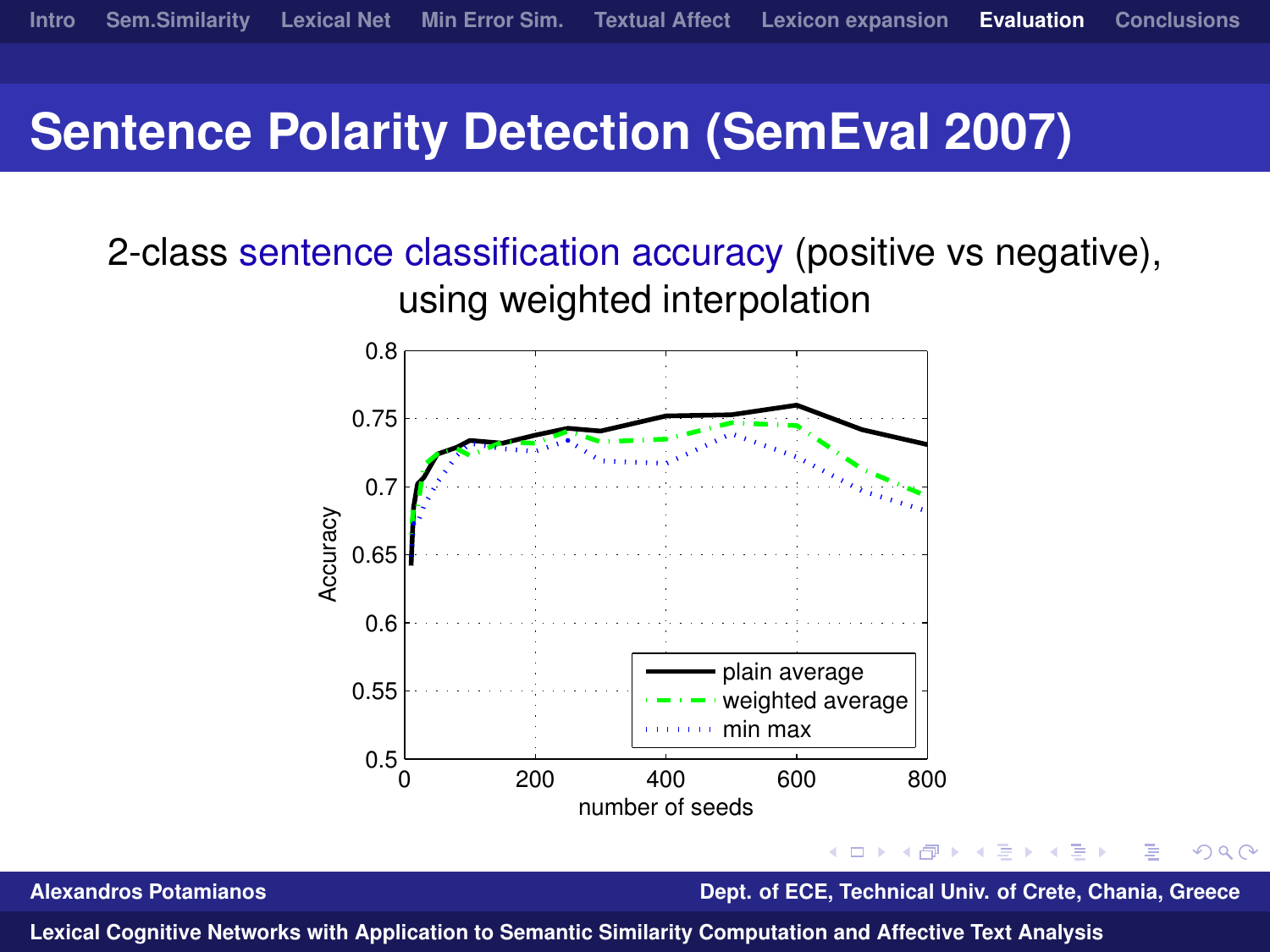# Sentence Polarity Detection (SemEval 2007)

2-class sentence classification accuracy (positive vs negative), using weighted interpolation

0.8
0.75
0.7
0.65
0.6
0.55
0.5
Accuracy
0
200
400
600
800
number of seeds
plain average
weighted average
min max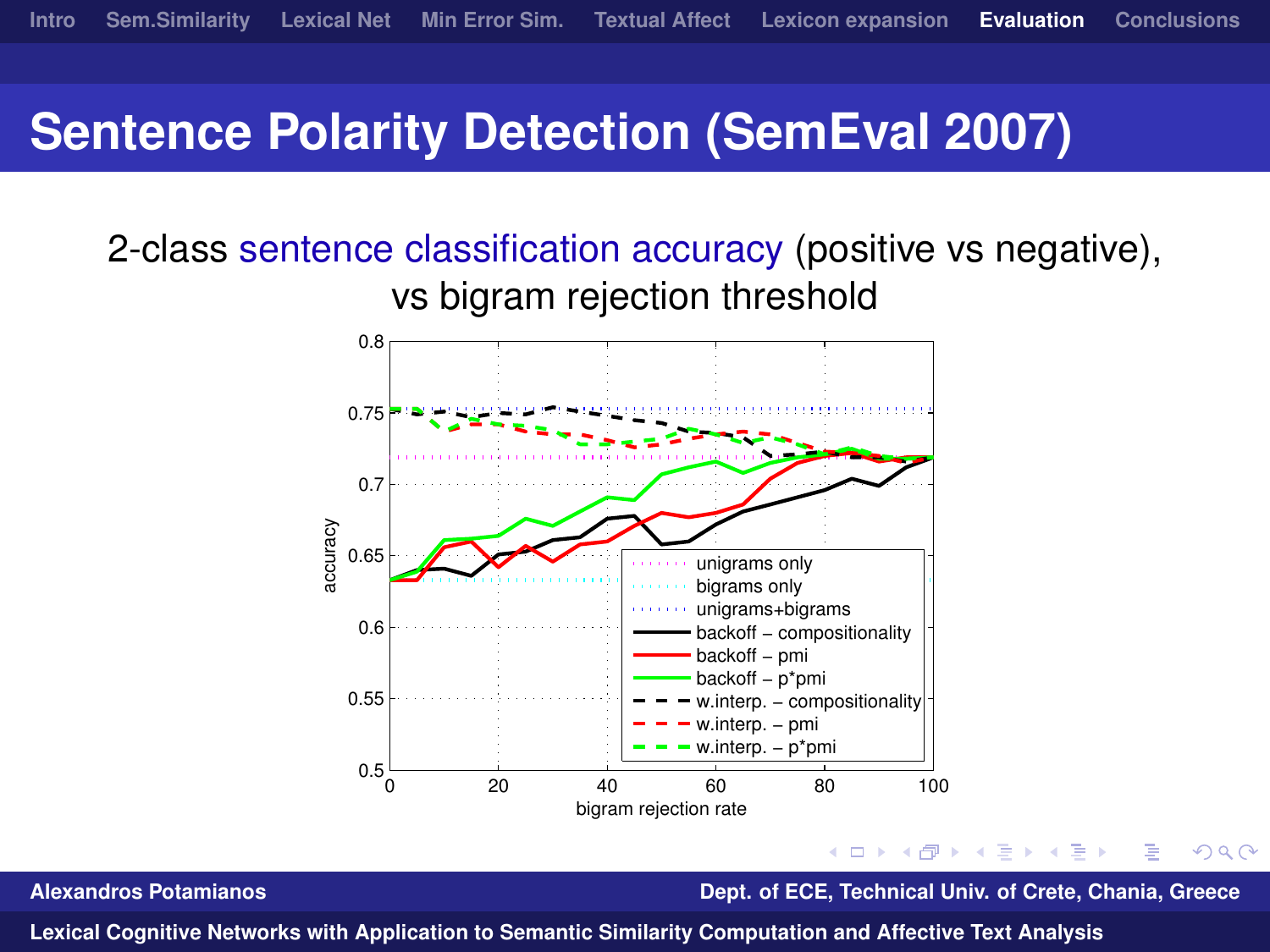# Sentence Polarity Detection (SemEval 2007)

2-class sentence classification accuracy (positive vs negative), vs bigram rejection threshold

accuracy

0.8
0.75
0.7
0.65
0.6
0.55
0.5

0
20
40
60
80
100

bigram rejection rate

unigrams only
bigrams only
unigrams+bigrams
backoff – compositionality
backoff – pmi
backoff – p*pmi
w.interp. – compositionality
w.interp. – pmi
w.interp. – p*pmi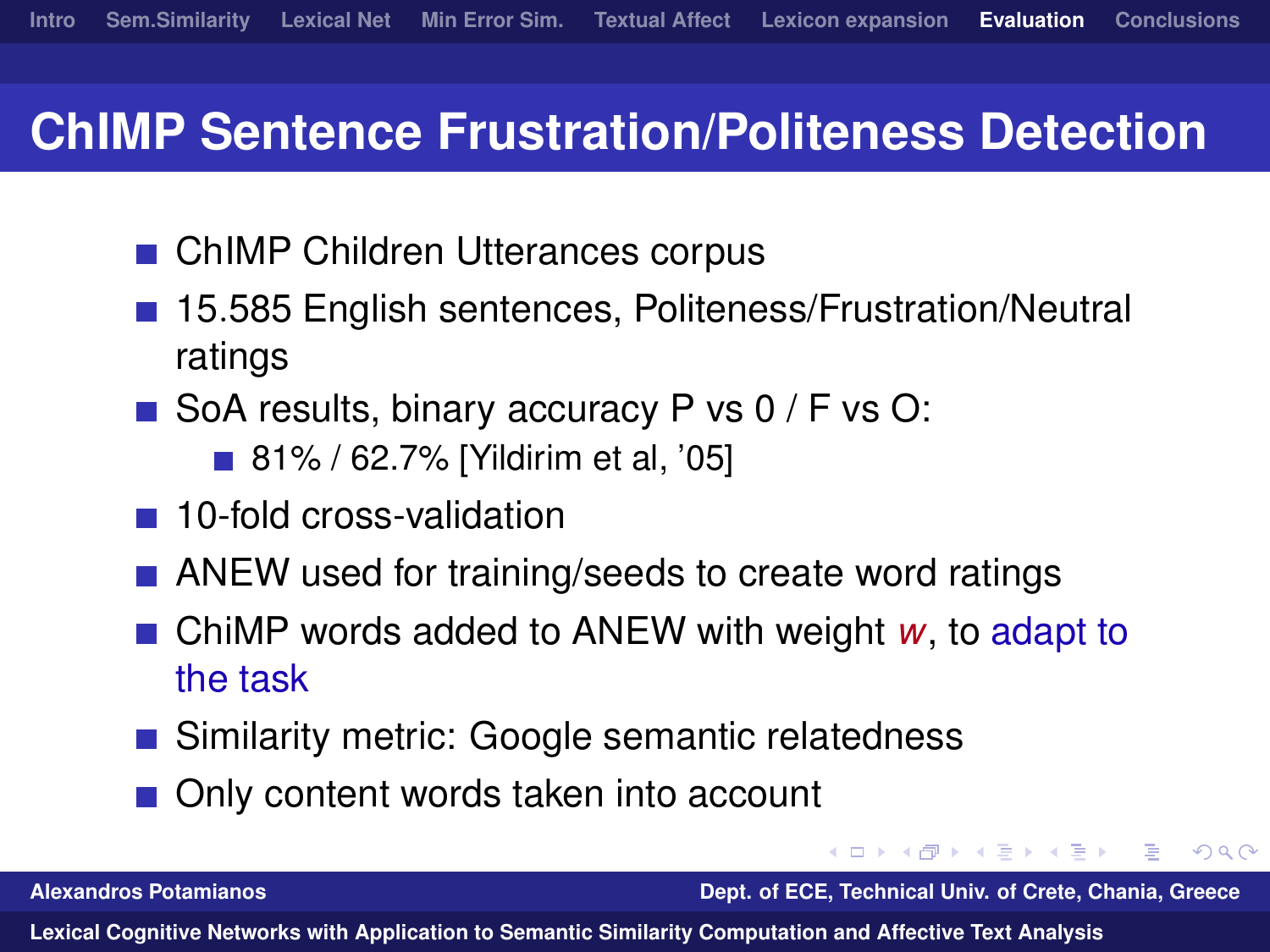# ChIMP Sentence Frustration/Politeness Detection

- ChIMP Children Utterances corpus
- 15.585 English sentences, Politeness/Frustration/Neutral ratings
- SoA results, binary accuracy P vs 0 / F vs O:
  - 81% / 62.7% [Yildirim et al, '05]
- 10-fold cross-validation
- ANEW used for training/seeds to create word ratings
- ChiMP words added to ANEW with weight $w$, to adapt to the task
- Similarity metric: Google semantic relatedness
- Only content words taken into account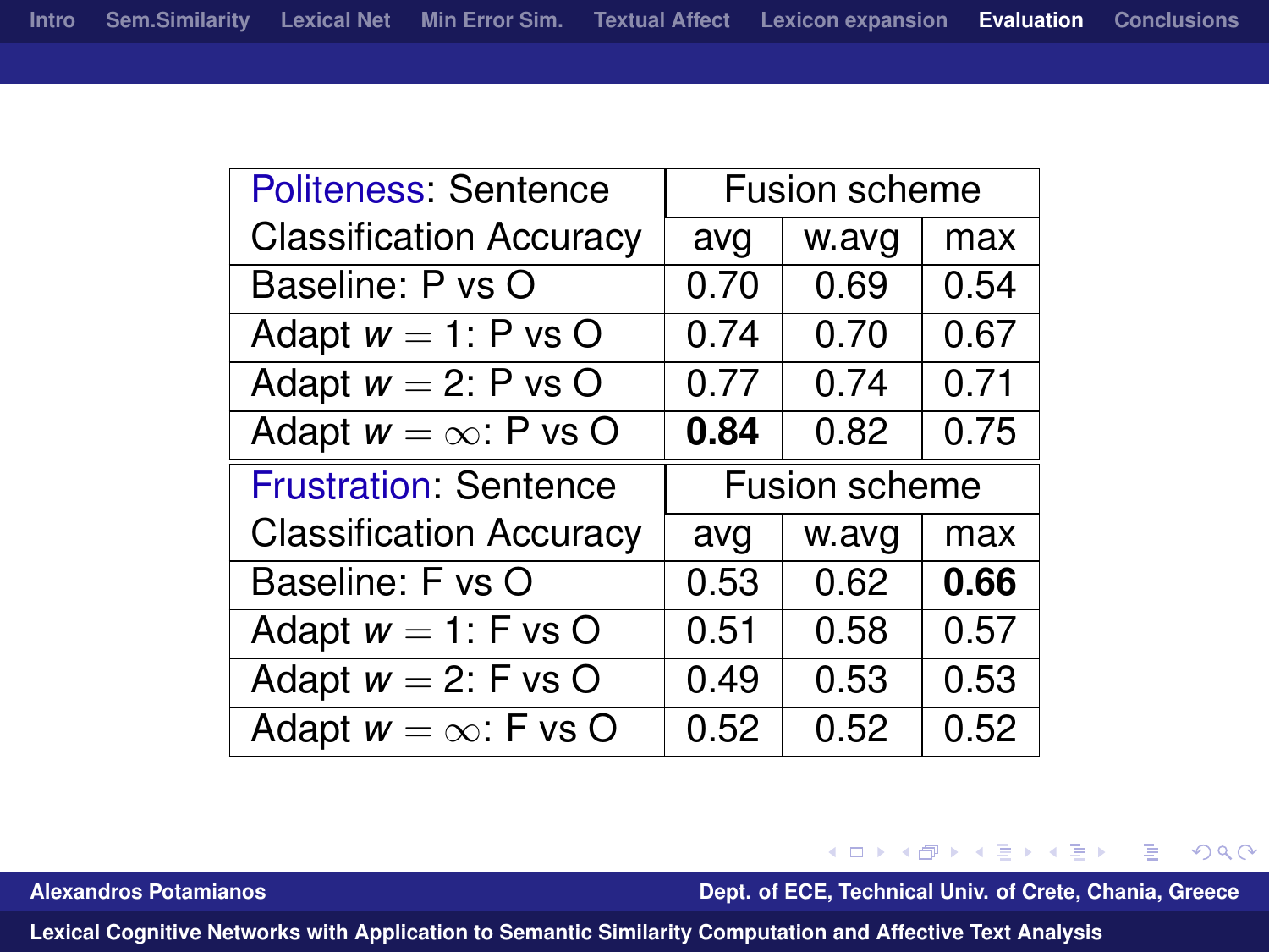| Politeness: Sentence Classification Accuracy | Fusion scheme | | |
|---|---|---|---|
| | avg | w.avg | max |
| Baseline: P vs O | 0.70 | 0.69 | 0.54 |
| Adapt $w = 1$: P vs O | 0.74 | 0.70 | 0.67 |
| Adapt $w = 2$: P vs O | 0.77 | 0.74 | 0.71 |
| Adapt $w = \infty$: P vs O | **0.84** | 0.82 | 0.75 |

| Frustration: Sentence Classification Accuracy | Fusion scheme | | |
|---|---|---|---|
| | avg | w.avg | max |
| Baseline: F vs O | 0.53 | 0.62 | **0.66** |
| Adapt $w = 1$: F vs O | 0.51 | 0.58 | 0.57 |
| Adapt $w = 2$: F vs O | 0.49 | 0.53 | 0.53 |
| Adapt $w = \infty$: F vs O | 0.52 | 0.52 | 0.52 |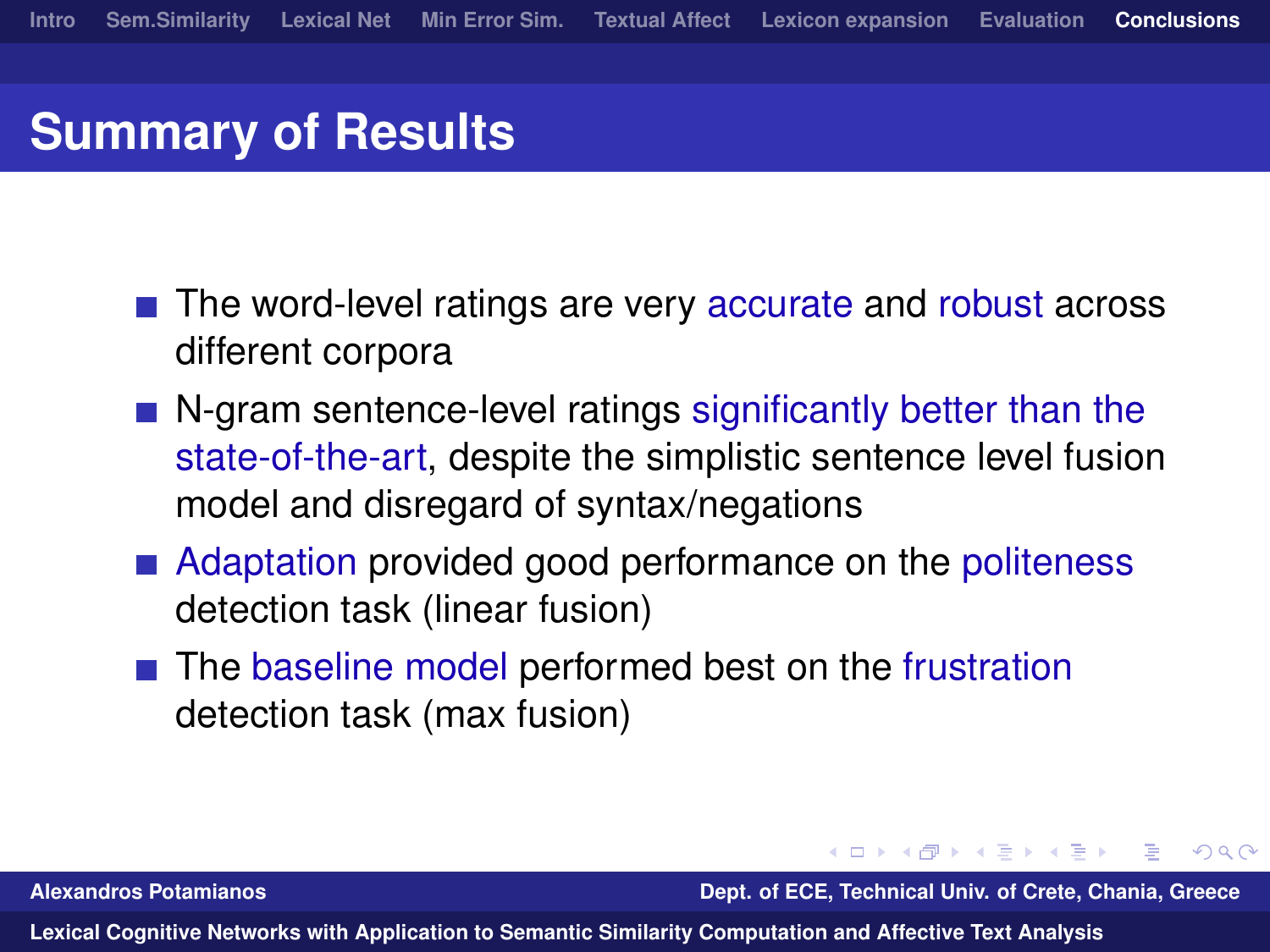## Summary of Results

- The word-level ratings are very accurate and robust across different corpora
- N-gram sentence-level ratings significantly better than the state-of-the-art, despite the simplistic sentence level fusion model and disregard of syntax/negations
- Adaptation provided good performance on the politeness detection task (linear fusion)
- The baseline model performed best on the frustration detection task (max fusion)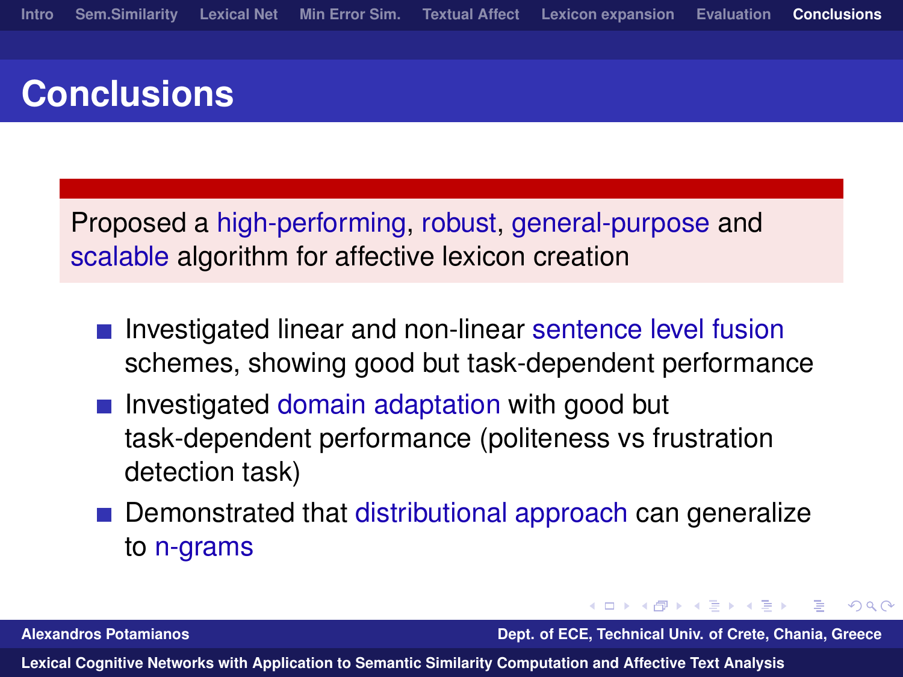# Conclusions

Proposed a high-performing, robust, general-purpose and scalable algorithm for affective lexicon creation

- Investigated linear and non-linear sentence level fusion schemes, showing good but task-dependent performance
- Investigated domain adaptation with good but task-dependent performance (politeness vs frustration detection task)
- Demonstrated that distributional approach can generalize to n-grams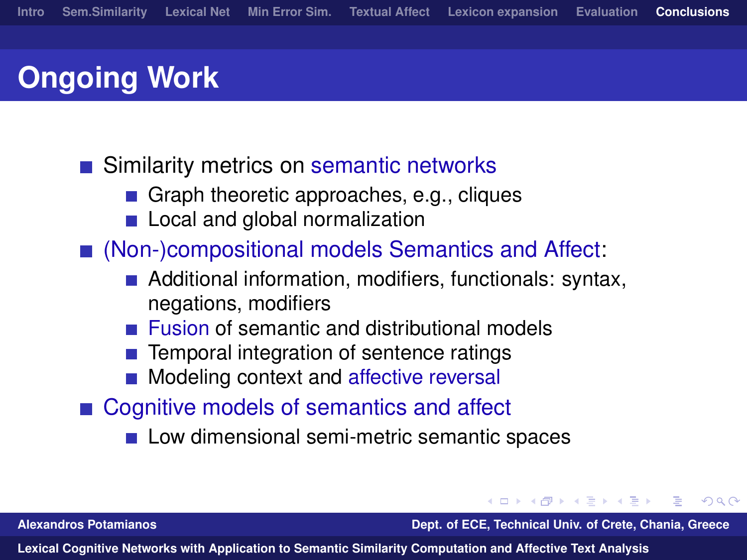# Ongoing Work

- Similarity metrics on semantic networks
  - Graph theoretic approaches, e.g., cliques
  - Local and global normalization
- (Non-)compositional models Semantics and Affect:
  - Additional information, modifiers, functionals: syntax, negations, modifiers
  - Fusion of semantic and distributional models
  - Temporal integration of sentence ratings
  - Modeling context and affective reversal
- Cognitive models of semantics and affect
  - Low dimensional semi-metric semantic spaces